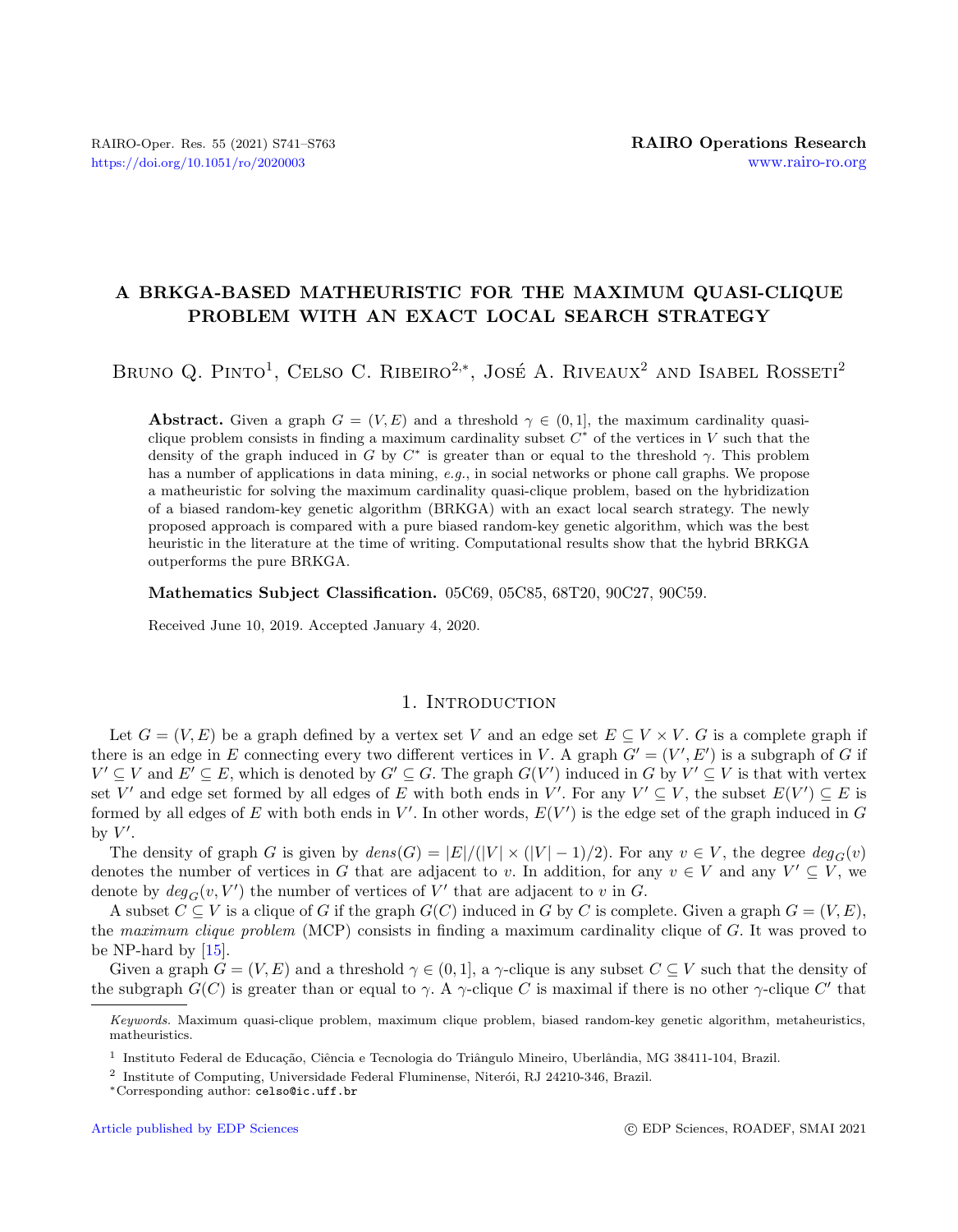# A BRKGA-BASED MATHEURISTIC FOR THE MAXIMUM QUASI-CLIQUE PROBLEM WITH AN EXACT LOCAL SEARCH STRATEGY

Bruno Q. Pinto[1], Celso C. Ribeiro[2,*], José A. Riveaux[2] and Isabel Rosseti[2]

**Abstract.** Given a graph $G = (V, E)$ and a threshold $\gamma \in (0, 1]$, the maximum cardinality quasi-clique problem consists in finding a maximum cardinality subset $C^*$ of the vertices in $V$ such that the density of the graph induced in $G$ by $C^*$ is greater than or equal to the threshold $\gamma$. This problem has a number of applications in data mining, *e.g.*, in social networks or phone call graphs. We propose a matheuristic for solving the maximum cardinality quasi-clique problem, based on the hybridization of a biased random-key genetic algorithm (BRKGA) with an exact local search strategy. The newly proposed approach is compared with a pure biased random-key genetic algorithm, which was the best heuristic in the literature at the time of writing. Computational results show that the hybrid BRKGA outperforms the pure BRKGA.

**Mathematics Subject Classification.** 05C69, 05C85, 68T20, 90C27, 90C59.

Received June 10, 2019. Accepted January 4, 2020.

## 1. Introduction

Let $G = (V, E)$ be a graph defined by a vertex set $V$ and an edge set $E \subseteq V \times V$. $G$ is a complete graph if there is an edge in $E$ connecting every two different vertices in $V$. A graph $G' = (V', E')$ is a subgraph of $G$ if $V' \subseteq V$ and $E' \subseteq E$, which is denoted by $G' \subseteq G$. The graph $G(V')$ induced in $G$ by $V' \subseteq V$ is that with vertex set $V'$ and edge set formed by all edges of $E$ with both ends in $V'$. For any $V' \subseteq V$, the subset $E(V') \subseteq E$ is formed by all edges of $E$ with both ends in $V'$. In other words, $E(V')$ is the edge set of the graph induced in $G$ by $V'$.

The density of graph $G$ is given by $dens(G) = |E|/(|V| \times (|V| - 1)/2)$. For any $v \in V$, the degree $deg_G(v)$ denotes the number of vertices in $G$ that are adjacent to $v$. In addition, for any $v \in V$ and any $V' \subseteq V$, we denote by $deg_G(v, V')$ the number of vertices of $V'$ that are adjacent to $v$ in $G$.

A subset $C \subseteq V$ is a clique of $G$ if the graph $G(C)$ induced in $G$ by $C$ is complete. Given a graph $G = (V, E)$, the *maximum clique problem* (MCP) consists in finding a maximum cardinality clique of $G$. It was proved to be NP-hard by [15].

Given a graph $G = (V, E)$ and a threshold $\gamma \in (0, 1]$, a $\gamma$-clique is any subset $C \subseteq V$ such that the density of the subgraph $G(C)$ is greater than or equal to $\gamma$. A $\gamma$-clique $C$ is maximal if there is no other $\gamma$-clique $C'$ that

---

*Keywords.* Maximum quasi-clique problem, maximum clique problem, biased random-key genetic algorithm, metaheuristics, matheuristics.

[1] Instituto Federal de Educação, Ciência e Tecnologia do Triângulo Mineiro, Uberlândia, MG 38411-104, Brazil.

[2] Institute of Computing, Universidade Federal Fluminense, Niterói, RJ 24210-346, Brazil.

*Corresponding author: celso@ic.uff.br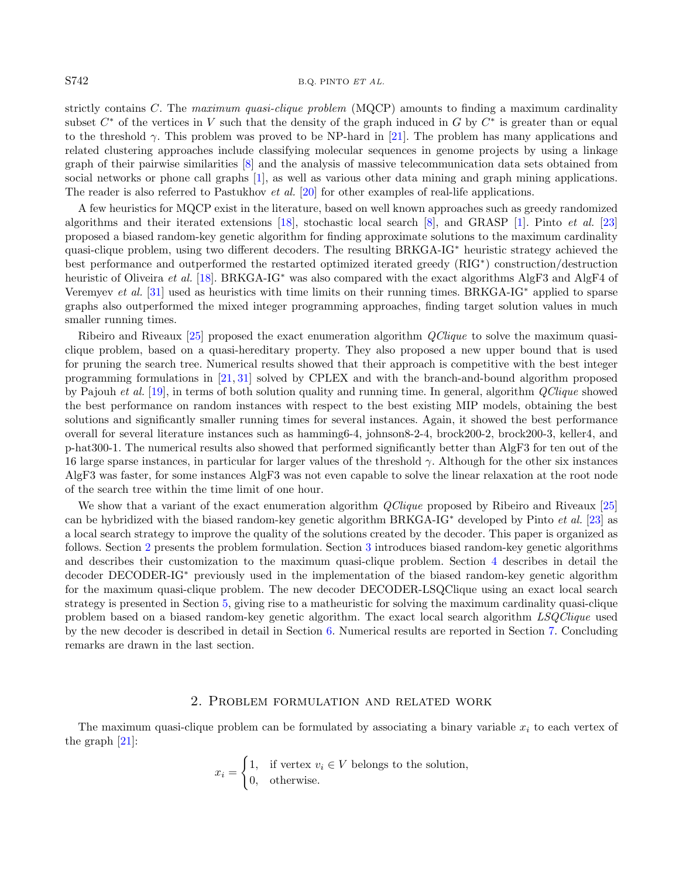strictly contains $C$. The *maximum quasi-clique problem* (MQCP) amounts to finding a maximum cardinality subset $C^*$ of the vertices in $V$ such that the density of the graph induced in $G$ by $C^*$ is greater than or equal to the threshold $\gamma$. This problem was proved to be NP-hard in [21]. The problem has many applications and related clustering approaches include classifying molecular sequences in genome projects by using a linkage graph of their pairwise similarities [8] and the analysis of massive telecommunication data sets obtained from social networks or phone call graphs [1], as well as various other data mining and graph mining applications. The reader is also referred to Pastukhov *et al.* [20] for other examples of real-life applications.

A few heuristics for MQCP exist in the literature, based on well known approaches such as greedy randomized algorithms and their iterated extensions [18], stochastic local search [8], and GRASP [1]. Pinto *et al.* [23] proposed a biased random-key genetic algorithm for finding approximate solutions to the maximum cardinality quasi-clique problem, using two different decoders. The resulting BRKGA-IG$^*$ heuristic strategy achieved the best performance and outperformed the restarted optimized iterated greedy (RIG$^*$) construction/destruction heuristic of Oliveira *et al.* [18]. BRKGA-IG$^*$ was also compared with the exact algorithms AlgF3 and AlgF4 of Veremyev *et al.* [31] used as heuristics with time limits on their running times. BRKGA-IG$^*$ applied to sparse graphs also outperformed the mixed integer programming approaches, finding target solution values in much smaller running times.

Ribeiro and Riveaux [25] proposed the exact enumeration algorithm *QClique* to solve the maximum quasi-clique problem, based on a quasi-hereditary property. They also proposed a new upper bound that is used for pruning the search tree. Numerical results showed that their approach is competitive with the best integer programming formulations in [21, 31] solved by CPLEX and with the branch-and-bound algorithm proposed by Pajouh *et al.* [19], in terms of both solution quality and running time. In general, algorithm *QClique* showed the best performance on random instances with respect to the best existing MIP models, obtaining the best solutions and significantly smaller running times for several instances. Again, it showed the best performance overall for several literature instances such as hamming6-4, johnson8-2-4, brock200-2, brock200-3, keller4, and p-hat300-1. The numerical results also showed that performed significantly better than AlgF3 for ten out of the 16 large sparse instances, in particular for larger values of the threshold $\gamma$. Although for the other six instances AlgF3 was faster, for some instances AlgF3 was not even capable to solve the linear relaxation at the root node of the search tree within the time limit of one hour.

We show that a variant of the exact enumeration algorithm *QClique* proposed by Ribeiro and Riveaux [25] can be hybridized with the biased random-key genetic algorithm BRKGA-IG$^*$ developed by Pinto *et al.* [23] as a local search strategy to improve the quality of the solutions created by the decoder. This paper is organized as follows. Section 2 presents the problem formulation. Section 3 introduces biased random-key genetic algorithms and describes their customization to the maximum quasi-clique problem. Section 4 describes in detail the decoder DECODER-IG$^*$ previously used in the implementation of the biased random-key genetic algorithm for the maximum quasi-clique problem. The new decoder DECODER-LSQClique using an exact local search strategy is presented in Section 5, giving rise to a matheuristic for solving the maximum cardinality quasi-clique problem based on a biased random-key genetic algorithm. The exact local search algorithm *LSQClique* used by the new decoder is described in detail in Section 6. Numerical results are reported in Section 7. Concluding remarks are drawn in the last section.

## 2. Problem formulation and related work

The maximum quasi-clique problem can be formulated by associating a binary variable $x_i$ to each vertex of the graph [21]:

$$x_i = \begin{cases} 1, & \text{if vertex } v_i \in V \text{ belongs to the solution,} \\ 0, & \text{otherwise.} \end{cases}$$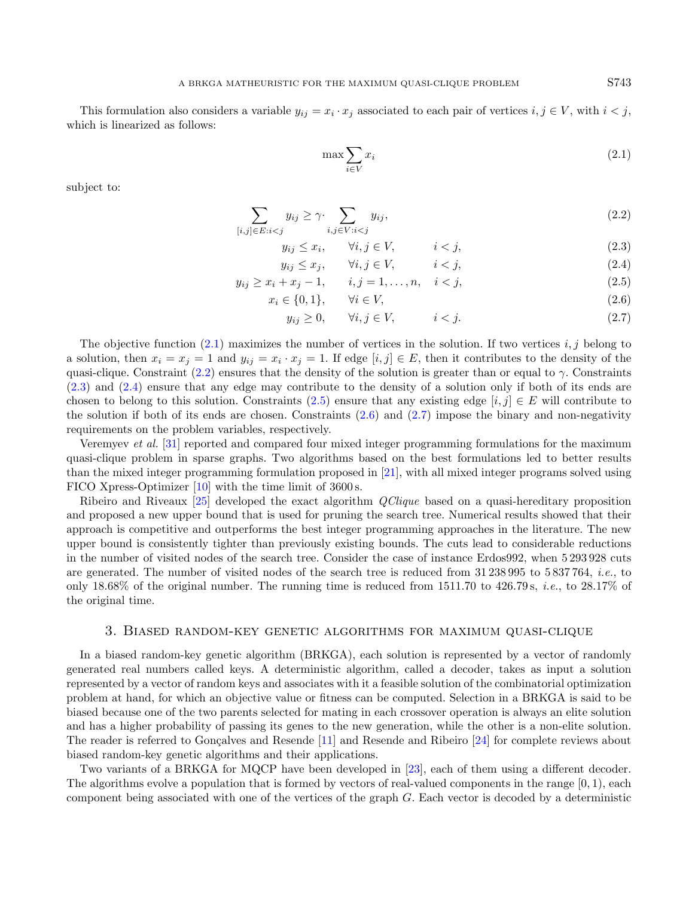This formulation also considers a variable $y_{ij} = x_i \cdot x_j$ associated to each pair of vertices $i, j \in V$, with $i < j$, which is linearized as follows:

$$\max \sum_{i \in V} x_i \tag{2.1}$$

subject to:

$$\sum_{[i,j] \in E : i<j} y_{ij} \geq \gamma \cdot \sum_{i,j \in V : i<j} y_{ij}, \tag{2.2}$$

$$y_{ij} \leq x_i, \qquad \forall i,j \in V, \qquad i < j, \tag{2.3}$$

$$y_{ij} \leq x_j, \qquad \forall i,j \in V, \qquad i < j, \tag{2.4}$$

$$y_{ij} \geq x_i + x_j - 1, \qquad i,j = 1, \ldots, n, \quad i < j, \tag{2.5}$$

$$x_i \in \{0, 1\}, \qquad \forall i \in V, \tag{2.6}$$

$$y_{ij} \geq 0, \qquad \forall i,j \in V, \qquad i < j. \tag{2.7}$$

The objective function (2.1) maximizes the number of vertices in the solution. If two vertices $i, j$ belong to a solution, then $x_i = x_j = 1$ and $y_{ij} = x_i \cdot x_j = 1$. If edge $[i, j] \in E$, then it contributes to the density of the quasi-clique. Constraint (2.2) ensures that the density of the solution is greater than or equal to $\gamma$. Constraints (2.3) and (2.4) ensure that any edge may contribute to the density of a solution only if both of its ends are chosen to belong to this solution. Constraints (2.5) ensure that any existing edge $[i, j] \in E$ will contribute to the solution if both of its ends are chosen. Constraints (2.6) and (2.7) impose the binary and non-negativity requirements on the problem variables, respectively.

Veremyev *et al.* [31] reported and compared four mixed integer programming formulations for the maximum quasi-clique problem in sparse graphs. Two algorithms based on the best formulations led to better results than the mixed integer programming formulation proposed in [21], with all mixed integer programs solved using FICO Xpress-Optimizer [10] with the time limit of 3600 s.

Ribeiro and Riveaux [25] developed the exact algorithm *QClique* based on a quasi-hereditary proposition and proposed a new upper bound that is used for pruning the search tree. Numerical results showed that their approach is competitive and outperforms the best integer programming approaches in the literature. The new upper bound is consistently tighter than previously existing bounds. The cuts lead to considerable reductions in the number of visited nodes of the search tree. Consider the case of instance Erdos992, when 5 293 928 cuts are generated. The number of visited nodes of the search tree is reduced from 31 238 995 to 5 837 764, *i.e.*, to only 18.68% of the original number. The running time is reduced from 1511.70 to 426.79 s, *i.e.*, to 28.17% of the original time.

## 3. Biased random-key genetic algorithms for maximum quasi-clique

In a biased random-key genetic algorithm (BRKGA), each solution is represented by a vector of randomly generated real numbers called keys. A deterministic algorithm, called a decoder, takes as input a solution represented by a vector of random keys and associates with it a feasible solution of the combinatorial optimization problem at hand, for which an objective value or fitness can be computed. Selection in a BRKGA is said to be biased because one of the two parents selected for mating in each crossover operation is always an elite solution and has a higher probability of passing its genes to the new generation, while the other is a non-elite solution. The reader is referred to Gonçalves and Resende [11] and Resende and Ribeiro [24] for complete reviews about biased random-key genetic algorithms and their applications.

Two variants of a BRKGA for MQCP have been developed in [23], each of them using a different decoder. The algorithms evolve a population that is formed by vectors of real-valued components in the range $[0, 1)$, each component being associated with one of the vertices of the graph $G$. Each vector is decoded by a deterministic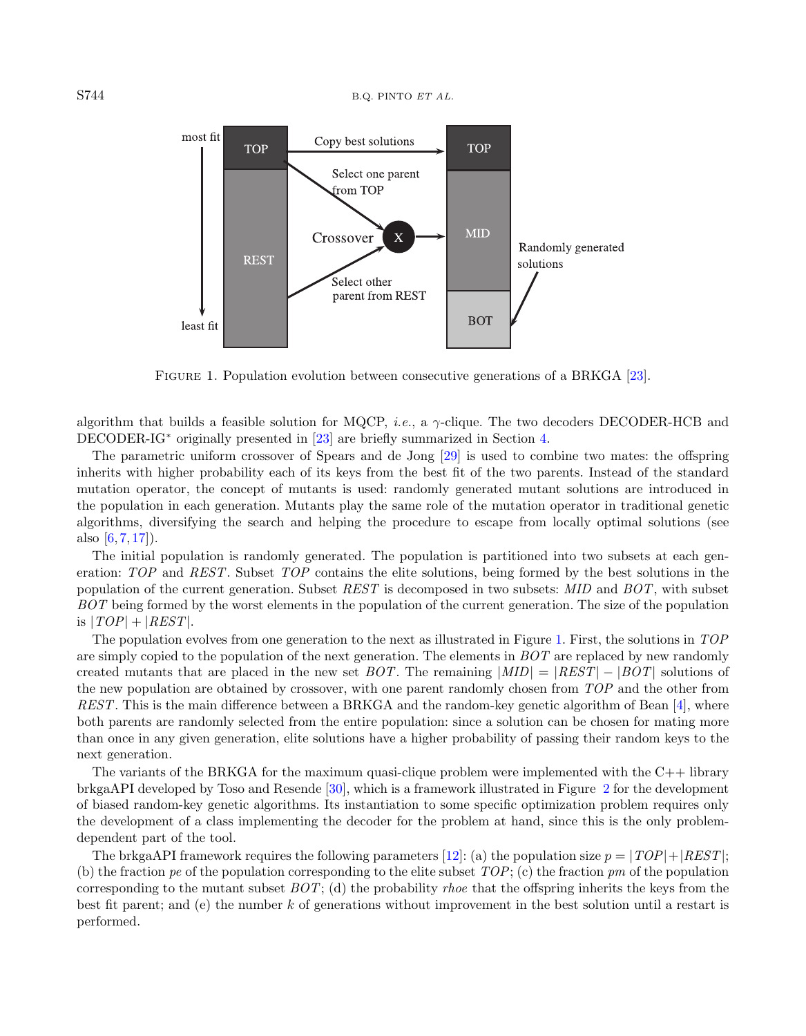FIGURE 1. Population evolution between consecutive generations of a BRKGA [23].

algorithm that builds a feasible solution for MQCP, *i.e.*, a $\gamma$-clique. The two decoders DECODER-HCB and DECODER-IG$^*$ originally presented in [23] are briefly summarized in Section 4.

The parametric uniform crossover of Spears and de Jong [29] is used to combine two mates: the offspring inherits with higher probability each of its keys from the best fit of the two parents. Instead of the standard mutation operator, the concept of mutants is used: randomly generated mutant solutions are introduced in the population in each generation. Mutants play the same role of the mutation operator in traditional genetic algorithms, diversifying the search and helping the procedure to escape from locally optimal solutions (see also [6, 7, 17]).

The initial population is randomly generated. The population is partitioned into two subsets at each generation: $TOP$ and $REST$. Subset $TOP$ contains the elite solutions, being formed by the best solutions in the population of the current generation. Subset $REST$ is decomposed in two subsets: $MID$ and $BOT$, with subset $BOT$ being formed by the worst elements in the population of the current generation. The size of the population is $|TOP| + |REST|$.

The population evolves from one generation to the next as illustrated in Figure 1. First, the solutions in $TOP$ are simply copied to the population of the next generation. The elements in $BOT$ are replaced by new randomly created mutants that are placed in the new set $BOT$. The remaining $|MID| = |REST| - |BOT|$ solutions of the new population are obtained by crossover, with one parent randomly chosen from $TOP$ and the other from $REST$. This is the main difference between a BRKGA and the random-key genetic algorithm of Bean [4], where both parents are randomly selected from the entire population: since a solution can be chosen for mating more than once in any given generation, elite solutions have a higher probability of passing their random keys to the next generation.

The variants of the BRKGA for the maximum quasi-clique problem were implemented with the C++ library brkgaAPI developed by Toso and Resende [30], which is a framework illustrated in Figure 2 for the development of biased random-key genetic algorithms. Its instantiation to some specific optimization problem requires only the development of a class implementing the decoder for the problem at hand, since this is the only problem-dependent part of the tool.

The brkgaAPI framework requires the following parameters [12]: (a) the population size $p = |TOP| + |REST|$; (b) the fraction $pe$ of the population corresponding to the elite subset $TOP$; (c) the fraction $pm$ of the population corresponding to the mutant subset $BOT$; (d) the probability $rhoe$ that the offspring inherits the keys from the best fit parent; and (e) the number $k$ of generations without improvement in the best solution until a restart is performed.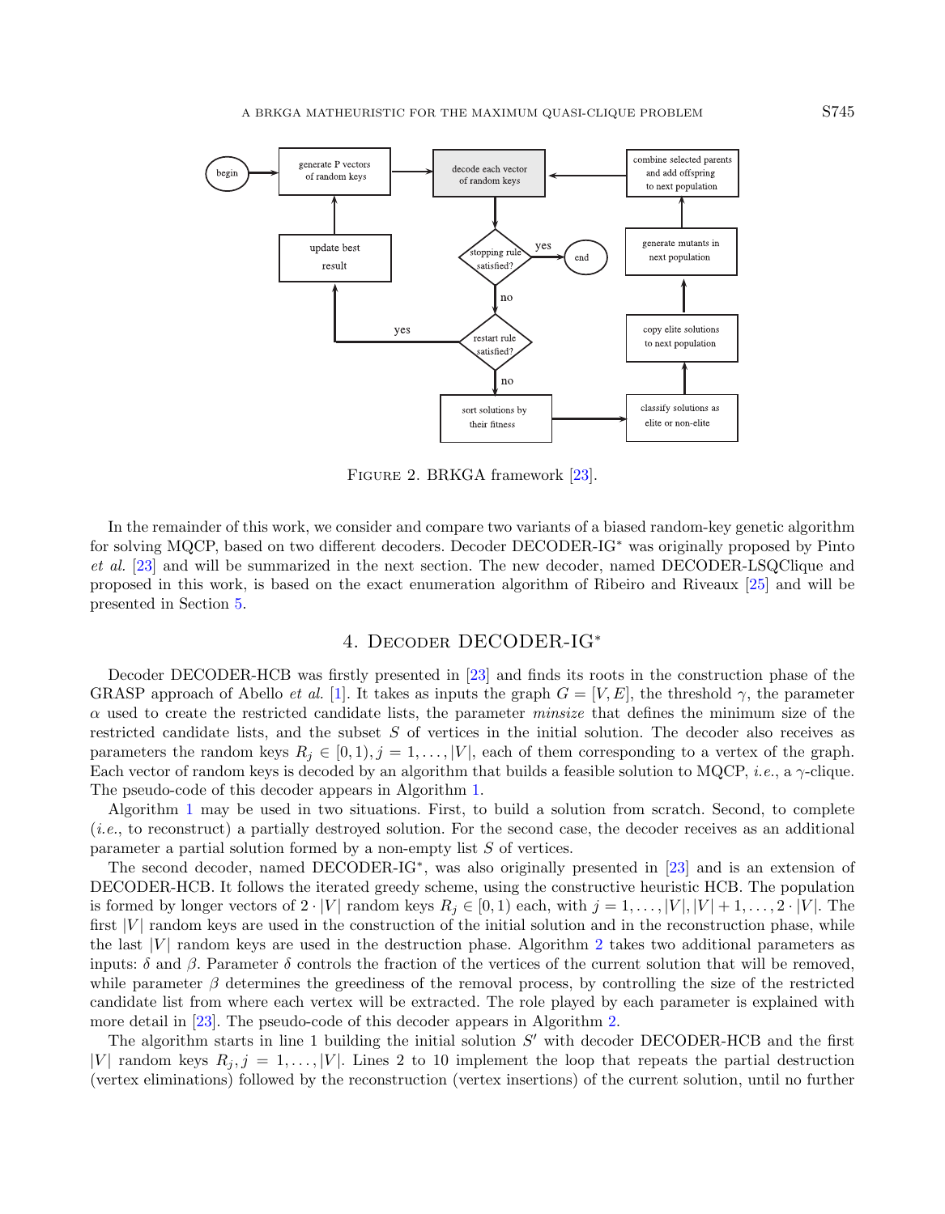FIGURE 2. BRKGA framework [23].

In the remainder of this work, we consider and compare two variants of a biased random-key genetic algorithm for solving MQCP, based on two different decoders. Decoder DECODER-IG* was originally proposed by Pinto *et al.* [23] and will be summarized in the next section. The new decoder, named DECODER-LSQClique and proposed in this work, is based on the exact enumeration algorithm of Ribeiro and Riveaux [25] and will be presented in Section 5.

## 4. Decoder DECODER-IG*

Decoder DECODER-HCB was firstly presented in [23] and finds its roots in the construction phase of the GRASP approach of Abello *et al.* [1]. It takes as inputs the graph $G = [V, E]$, the threshold $\gamma$, the parameter $\alpha$ used to create the restricted candidate lists, the parameter *minsize* that defines the minimum size of the restricted candidate lists, and the subset $S$ of vertices in the initial solution. The decoder also receives as parameters the random keys $R_j \in [0, 1), j = 1, \ldots, |V|$, each of them corresponding to a vertex of the graph. Each vector of random keys is decoded by an algorithm that builds a feasible solution to MQCP, *i.e.*, a $\gamma$-clique. The pseudo-code of this decoder appears in Algorithm 1.

Algorithm 1 may be used in two situations. First, to build a solution from scratch. Second, to complete (*i.e.*, to reconstruct) a partially destroyed solution. For the second case, the decoder receives as an additional parameter a partial solution formed by a non-empty list $S$ of vertices.

The second decoder, named DECODER-IG*, was also originally presented in [23] and is an extension of DECODER-HCB. It follows the iterated greedy scheme, using the constructive heuristic HCB. The population is formed by longer vectors of $2 \cdot |V|$ random keys $R_j \in [0, 1)$ each, with $j = 1, \ldots, |V|, |V| + 1, \ldots, 2 \cdot |V|$. The first $|V|$ random keys are used in the construction of the initial solution and in the reconstruction phase, while the last $|V|$ random keys are used in the destruction phase. Algorithm 2 takes two additional parameters as inputs: $\delta$ and $\beta$. Parameter $\delta$ controls the fraction of the vertices of the current solution that will be removed, while parameter $\beta$ determines the greediness of the removal process, by controlling the size of the restricted candidate list from where each vertex will be extracted. The role played by each parameter is explained with more detail in [23]. The pseudo-code of this decoder appears in Algorithm 2.

The algorithm starts in line 1 building the initial solution $S'$ with decoder DECODER-HCB and the first $|V|$ random keys $R_j, j = 1, \ldots, |V|$. Lines 2 to 10 implement the loop that repeats the partial destruction (vertex eliminations) followed by the reconstruction (vertex insertions) of the current solution, until no further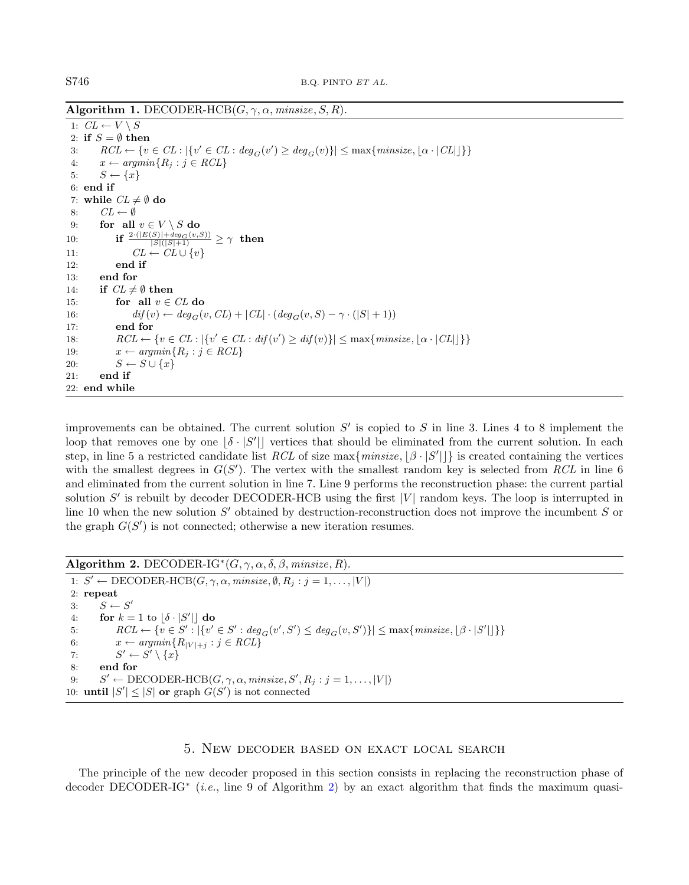**Algorithm 1.** DECODER-HCB($G, \gamma, \alpha, minsize, S, R$).

```
1: CL ← V \ S
2: if S = ∅ then
3:     RCL ← {v ∈ CL : |{v' ∈ CL : deg_G(v') ≥ deg_G(v)}| ≤ max{minsize, ⌊α · |CL|⌋}}
4:     x ← argmin{R_j : j ∈ RCL}
5:     S ← {x}
6: end if
7: while CL ≠ ∅ do
8:     CL ← ∅
9:     for all v ∈ V \ S do
10:        if 2·(|E(S)| + deg_G(v,S)) / (|S|(|S|+1)) ≥ γ then
11:            CL ← CL ∪ {v}
12:        end if
13:    end for
14:    if CL ≠ ∅ then
15:        for all v ∈ CL do
16:            dif(v) ← deg_G(v, CL) + |CL| · (deg_G(v, S) − γ · (|S| + 1))
17:        end for
18:        RCL ← {v ∈ CL : |{v' ∈ CL : dif(v') ≥ dif(v)}| ≤ max{minsize, ⌊α · |CL|⌋}}
19:        x ← argmin{R_j : j ∈ RCL}
20:        S ← S ∪ {x}
21:    end if
22: end while
```

improvements can be obtained. The current solution $S'$ is copied to $S$ in line 3. Lines 4 to 8 implement the loop that removes one by one $\lfloor \delta \cdot |S'| \rfloor$ vertices that should be eliminated from the current solution. In each step, in line 5 a restricted candidate list $RCL$ of size $\max\{minsize, \lfloor \beta \cdot |S'| \rfloor\}$ is created containing the vertices with the smallest degrees in $G(S')$. The vertex with the smallest random key is selected from $RCL$ in line 6 and eliminated from the current solution in line 7. Line 9 performs the reconstruction phase: the current partial solution $S'$ is rebuilt by decoder DECODER-HCB using the first $|V|$ random keys. The loop is interrupted in line 10 when the new solution $S'$ obtained by destruction-reconstruction does not improve the incumbent $S$ or the graph $G(S')$ is not connected; otherwise a new iteration resumes.

**Algorithm 2.** DECODER-IG*($G, \gamma, \alpha, \delta, \beta, minsize, R$).

```
1: S' ← DECODER-HCB(G, γ, α, minsize, ∅, R_j : j = 1, ..., |V|)
2: repeat
3:     S ← S'
4:     for k = 1 to ⌊δ · |S'|⌋ do
5:         RCL ← {v ∈ S' : |{v' ∈ S' : deg_G(v', S') ≤ deg_G(v, S')}| ≤ max{minsize, ⌊β · |S'|⌋}}
6:         x ← argmin{R_{|V|+j} : j ∈ RCL}
7:         S' ← S' \ {x}
8:     end for
9:     S' ← DECODER-HCB(G, γ, α, minsize, S', R_j : j = 1, ..., |V|)
10: until |S'| ≤ |S| or graph G(S') is not connected
```

## 5. New decoder based on exact local search

The principle of the new decoder proposed in this section consists in replacing the reconstruction phase of decoder DECODER-IG* (*i.e.*, line 9 of Algorithm 2) by an exact algorithm that finds the maximum quasi-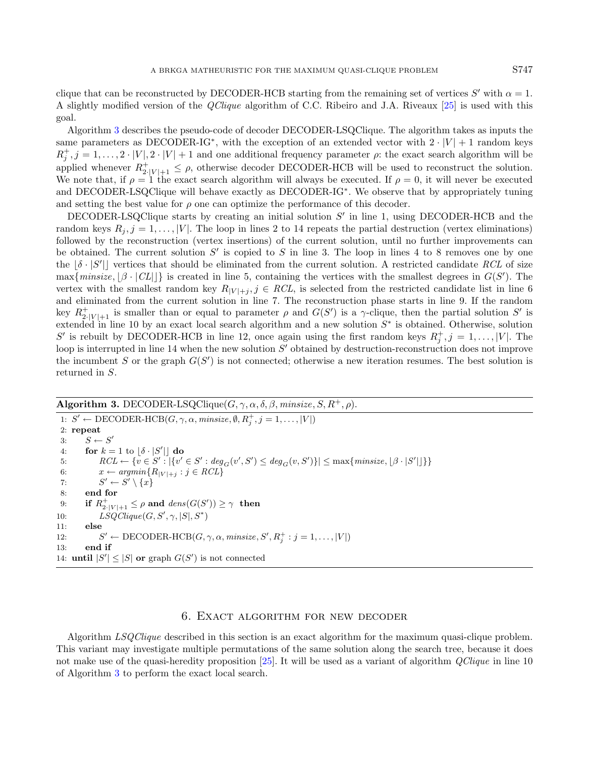clique that can be reconstructed by DECODER-HCB starting from the remaining set of vertices $S'$ with $\alpha = 1$. A slightly modified version of the *QClique* algorithm of C.C. Ribeiro and J.A. Riveaux [25] is used with this goal.

Algorithm 3 describes the pseudo-code of decoder DECODER-LSQClique. The algorithm takes as inputs the same parameters as DECODER-IG$^*$, with the exception of an extended vector with $2 \cdot |V| + 1$ random keys $R^+_j, j = 1, \ldots, 2 \cdot |V|, 2 \cdot |V| + 1$ and one additional frequency parameter $\rho$: the exact search algorithm will be applied whenever $R^+_{2 \cdot |V|+1} \leq \rho$, otherwise decoder DECODER-HCB will be used to reconstruct the solution. We note that, if $\rho = 1$ the exact search algorithm will always be executed. If $\rho = 0$, it will never be executed and DECODER-LSQClique will behave exactly as DECODER-IG$^*$. We observe that by appropriately tuning and setting the best value for $\rho$ one can optimize the performance of this decoder.

DECODER-LSQClique starts by creating an initial solution $S'$ in line 1, using DECODER-HCB and the random keys $R_j, j = 1, \ldots, |V|$. The loop in lines 2 to 14 repeats the partial destruction (vertex eliminations) followed by the reconstruction (vertex insertions) of the current solution, until no further improvements can be obtained. The current solution $S'$ is copied to $S$ in line 3. The loop in lines 4 to 8 removes one by one the $\lfloor \delta \cdot |S'| \rfloor$ vertices that should be eliminated from the current solution. A restricted candidate *RCL* of size $\max\{minsize, \lfloor \beta \cdot |CL| \rfloor\}$ is created in line 5, containing the vertices with the smallest degrees in $G(S')$. The vertex with the smallest random key $R_{|V|+j}, j \in RCL$, is selected from the restricted candidate list in line 6 and eliminated from the current solution in line 7. The reconstruction phase starts in line 9. If the random key $R^+_{2 \cdot |V|+1}$ is smaller than or equal to parameter $\rho$ and $G(S')$ is a $\gamma$-clique, then the partial solution $S'$ is extended in line 10 by an exact local search algorithm and a new solution $S^*$ is obtained. Otherwise, solution $S'$ is rebuilt by DECODER-HCB in line 12, once again using the first random keys $R^+_j, j = 1, \ldots, |V|$. The loop is interrupted in line 14 when the new solution $S'$ obtained by destruction-reconstruction does not improve the incumbent $S$ or the graph $G(S')$ is not connected; otherwise a new iteration resumes. The best solution is returned in $S$.

**Algorithm 3.** DECODER-LSQClique($G, \gamma, \alpha, \delta, \beta, minsize, S, R^+, \rho$).

```
1:  S' ← DECODER-HCB(G, γ, α, minsize, ∅, R+_j, j = 1, ..., |V|)
2:  repeat
3:      S ← S'
4:      for k = 1 to ⌊δ · |S'|⌋ do
5:          RCL ← {v ∈ S' : |{v' ∈ S' : deg_G(v', S') ≤ deg_G(v, S')}| ≤ max{minsize, ⌊β · |S'|⌋}}
6:          x ← argmin{R_{|V|+j} : j ∈ RCL}
7:          S' ← S' \ {x}
8:      end for
9:      if R+_{2·|V|+1} ≤ ρ and dens(G(S')) ≥ γ then
10:         LSQClique(G, S', γ, |S|, S*)
11:     else
12:         S' ← DECODER-HCB(G, γ, α, minsize, S', R+_j : j = 1, ..., |V|)
13:     end if
14: until |S'| ≤ |S| or graph G(S') is not connected
```

## 6. Exact algorithm for new decoder

Algorithm *LSQClique* described in this section is an exact algorithm for the maximum quasi-clique problem. This variant may investigate multiple permutations of the same solution along the search tree, because it does not make use of the quasi-heredity proposition [25]. It will be used as a variant of algorithm *QClique* in line 10 of Algorithm 3 to perform the exact local search.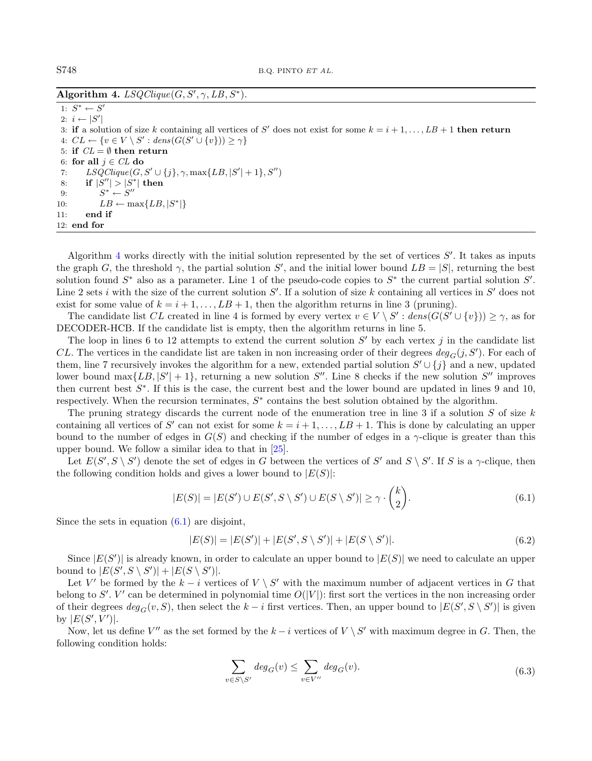**Algorithm 4.** *LSQClique*$(G, S', \gamma, LB, S^*)$.

```
1:  S* ← S'
2:  i ← |S'|
3:  if a solution of size k containing all vertices of S' does not exist for some k = i+1, ..., LB+1 then return
4:  CL ← {v ∈ V \ S' : dens(G(S' ∪ {v})) ≥ γ}
5:  if CL = ∅ then return
6:  for all j ∈ CL do
7:      LSQClique(G, S' ∪ {j}, γ, max{LB, |S'|+1}, S'')
8:      if |S''| > |S*| then
9:          S* ← S''
10:         LB ← max{LB, |S*|}
11:     end if
12: end for
```

Algorithm 4 works directly with the initial solution represented by the set of vertices $S'$. It takes as inputs the graph $G$, the threshold $\gamma$, the partial solution $S'$, and the initial lower bound $LB = |S|$, returning the best solution found $S^*$ also as a parameter. Line 1 of the pseudo-code copies to $S^*$ the current partial solution $S'$. Line 2 sets $i$ with the size of the current solution $S'$. If a solution of size $k$ containing all vertices in $S'$ does not exist for some value of $k = i+1, \ldots, LB+1$, then the algorithm returns in line 3 (pruning).

The candidate list $CL$ created in line 4 is formed by every vertex $v \in V \setminus S' : dens(G(S' \cup \{v\})) \geq \gamma$, as for DECODER-HCB. If the candidate list is empty, then the algorithm returns in line 5.

The loop in lines 6 to 12 attempts to extend the current solution $S'$ by each vertex $j$ in the candidate list $CL$. The vertices in the candidate list are taken in non increasing order of their degrees $deg_G(j, S')$. For each of them, line 7 recursively invokes the algorithm for a new, extended partial solution $S' \cup \{j\}$ and a new, updated lower bound $\max\{LB, |S'|+1\}$, returning a new solution $S''$. Line 8 checks if the new solution $S''$ improves then current best $S^*$. If this is the case, the current best and the lower bound are updated in lines 9 and 10, respectively. When the recursion terminates, $S^*$ contains the best solution obtained by the algorithm.

The pruning strategy discards the current node of the enumeration tree in line 3 if a solution $S$ of size $k$ containing all vertices of $S'$ can not exist for some $k = i+1, \ldots, LB+1$. This is done by calculating an upper bound to the number of edges in $G(S)$ and checking if the number of edges in a $\gamma$-clique is greater than this upper bound. We follow a similar idea to that in [25].

Let $E(S', S \setminus S')$ denote the set of edges in $G$ between the vertices of $S'$ and $S \setminus S'$. If $S$ is a $\gamma$-clique, then the following condition holds and gives a lower bound to $|E(S)|$:

$$|E(S)| = |E(S') \cup E(S', S \setminus S') \cup E(S \setminus S')| \geq \gamma \cdot \binom{k}{2}. \tag{6.1}$$

Since the sets in equation (6.1) are disjoint,

$$|E(S)| = |E(S')| + |E(S', S \setminus S')| + |E(S \setminus S')|. \tag{6.2}$$

Since $|E(S')|$ is already known, in order to calculate an upper bound to $|E(S)|$ we need to calculate an upper bound to $|E(S', S \setminus S')| + |E(S \setminus S')|$.

Let $V'$ be formed by the $k - i$ vertices of $V \setminus S'$ with the maximum number of adjacent vertices in $G$ that belong to $S'$. $V'$ can be determined in polynomial time $O(|V|)$: first sort the vertices in the non increasing order of their degrees $deg_G(v, S)$, then select the $k - i$ first vertices. Then, an upper bound to $|E(S', S \setminus S')|$ is given by $|E(S', V')|$.

Now, let us define $V''$ as the set formed by the $k - i$ vertices of $V \setminus S'$ with maximum degree in $G$. Then, the following condition holds:

$$\sum_{v \in S \setminus S'} deg_G(v) \leq \sum_{v \in V''} deg_G(v). \tag{6.3}$$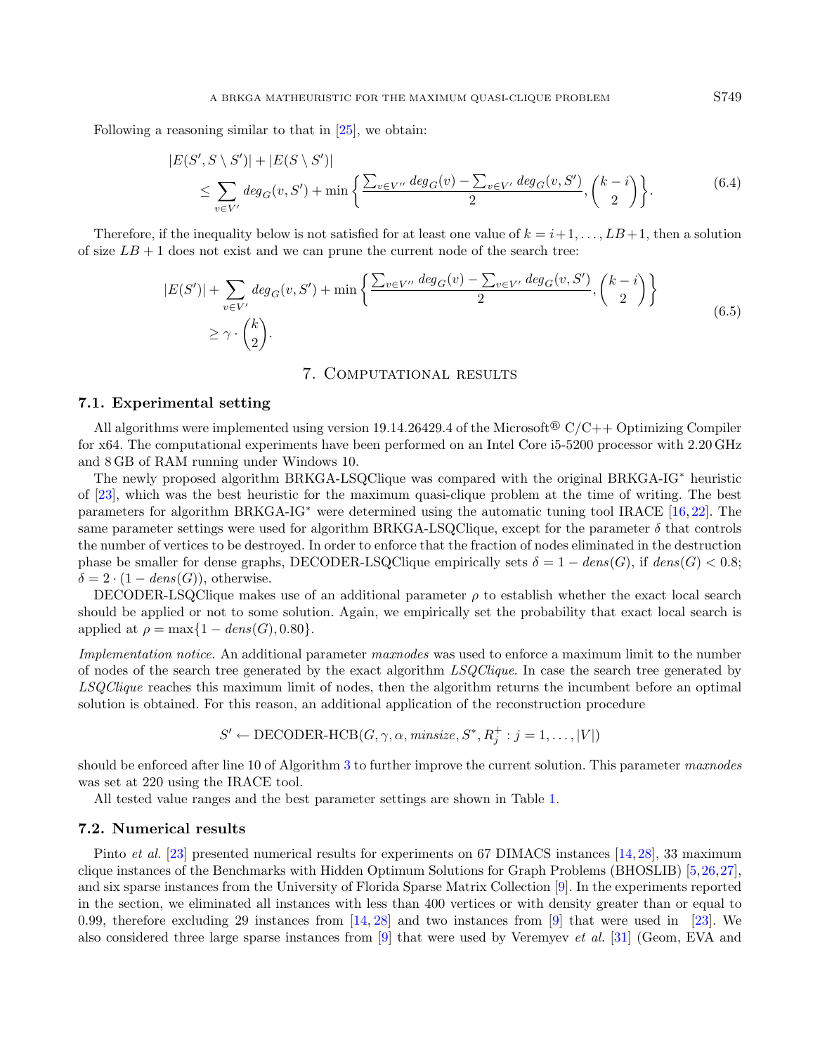Following a reasoning similar to that in [25], we obtain:

$$
\begin{aligned}
&|E(S', S \setminus S')| + |E(S \setminus S')| \\
&\quad \leq \sum_{v \in V'} deg_G(v, S') + \min \left\{ \frac{\sum_{v \in V''} deg_G(v) - \sum_{v \in V'} deg_G(v, S')}{2}, \binom{k-i}{2} \right\}.
\end{aligned} \tag{6.4}
$$

Therefore, if the inequality below is not satisfied for at least one value of $k = i+1, \ldots, LB+1$, then a solution of size $LB+1$ does not exist and we can prune the current node of the search tree:

$$
\begin{aligned}
&|E(S')| + \sum_{v \in V'} deg_G(v, S') + \min \left\{ \frac{\sum_{v \in V''} deg_G(v) - \sum_{v \in V'} deg_G(v, S')}{2}, \binom{k-i}{2} \right\} \\
&\quad \geq \gamma \cdot \binom{k}{2}.
\end{aligned} \tag{6.5}
$$

## 7. Computational results

### 7.1. Experimental setting

All algorithms were implemented using version 19.14.26429.4 of the Microsoft® C/C++ Optimizing Compiler for x64. The computational experiments have been performed on an Intel Core i5-5200 processor with 2.20 GHz and 8 GB of RAM running under Windows 10.

The newly proposed algorithm BRKGA-LSQClique was compared with the original BRKGA-IG* heuristic of [23], which was the best heuristic for the maximum quasi-clique problem at the time of writing. The best parameters for algorithm BRKGA-IG* were determined using the automatic tuning tool IRACE [16,22]. The same parameter settings were used for algorithm BRKGA-LSQClique, except for the parameter $\delta$ that controls the number of vertices to be destroyed. In order to enforce that the fraction of nodes eliminated in the destruction phase be smaller for dense graphs, DECODER-LSQClique empirically sets $\delta = 1 - dens(G)$, if $dens(G) < 0.8$; $\delta = 2 \cdot (1 - dens(G))$, otherwise.

DECODER-LSQClique makes use of an additional parameter $\rho$ to establish whether the exact local search should be applied or not to some solution. Again, we empirically set the probability that exact local search is applied at $\rho = \max\{1 - dens(G), 0.80\}$.

*Implementation notice.* An additional parameter *maxnodes* was used to enforce a maximum limit to the number of nodes of the search tree generated by the exact algorithm *LSQClique*. In case the search tree generated by *LSQClique* reaches this maximum limit of nodes, then the algorithm returns the incumbent before an optimal solution is obtained. For this reason, an additional application of the reconstruction procedure

$$
S' \leftarrow \text{DECODER-HCB}(G, \gamma, \alpha, minsize, S^*, R_j^+ : j = 1, \ldots, |V|)
$$

should be enforced after line 10 of Algorithm 3 to further improve the current solution. This parameter *maxnodes* was set at 220 using the IRACE tool.

All tested value ranges and the best parameter settings are shown in Table 1.

### 7.2. Numerical results

Pinto *et al.* [23] presented numerical results for experiments on 67 DIMACS instances [14,28], 33 maximum clique instances of the Benchmarks with Hidden Optimum Solutions for Graph Problems (BHOSLIB) [5,26,27], and six sparse instances from the University of Florida Sparse Matrix Collection [9]. In the experiments reported in the section, we eliminated all instances with less than 400 vertices or with density greater than or equal to 0.99, therefore excluding 29 instances from [14,28] and two instances from [9] that were used in [23]. We also considered three large sparse instances from [9] that were used by Veremyev *et al.* [31] (Geom, EVA and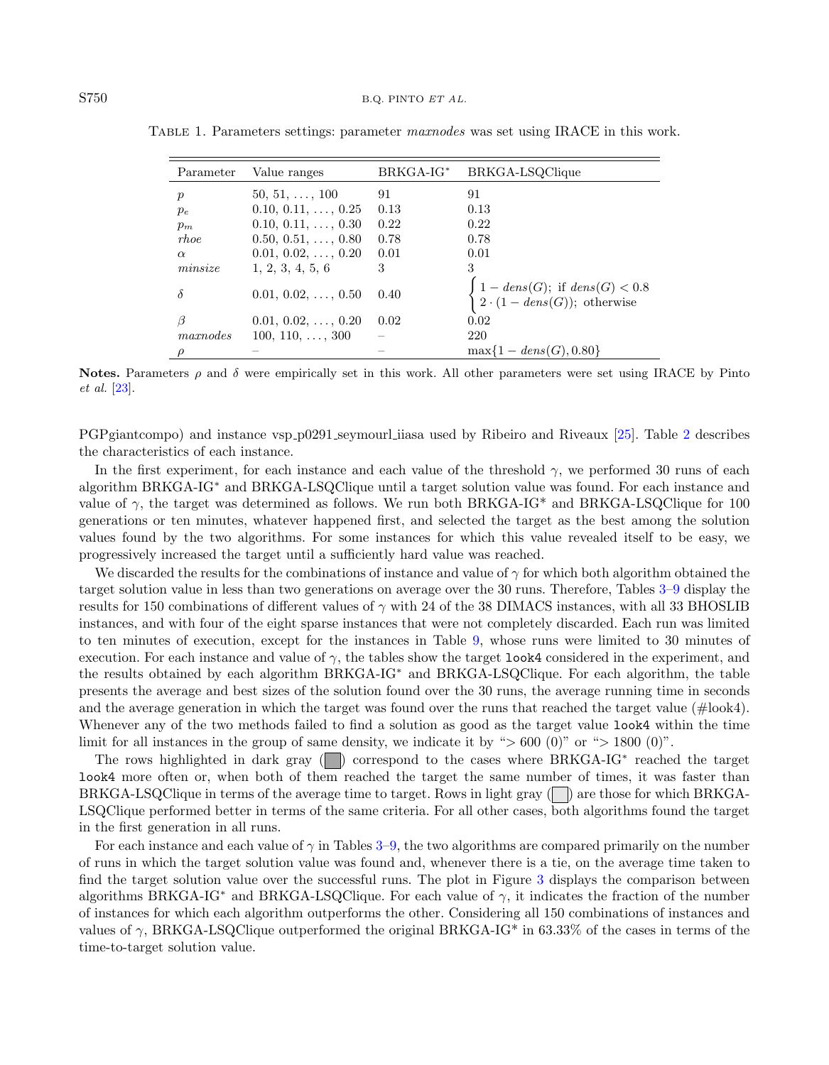Table 1. Parameters settings: parameter *maxnodes* was set using IRACE in this work.

| Parameter | Value ranges | BRKGA-IG* | BRKGA-LSQClique |
|---|---|---|---|
| $p$ | 50, 51, …, 100 | 91 | 91 |
| $p_e$ | 0.10, 0.11, …, 0.25 | 0.13 | 0.13 |
| $p_m$ | 0.10, 0.11, …, 0.30 | 0.22 | 0.22 |
| *rhoe* | 0.50, 0.51, …, 0.80 | 0.78 | 0.78 |
| $\alpha$ | 0.01, 0.02, …, 0.20 | 0.01 | 0.01 |
| *minsize* | 1, 2, 3, 4, 5, 6 | 3 | 3 |
| $\delta$ | 0.01, 0.02, …, 0.50 | 0.40 | $\begin{cases} 1 - dens(G); \text{ if } dens(G) < 0.8 \\ 2 \cdot (1 - dens(G)); \text{ otherwise} \end{cases}$ |
| $\beta$ | 0.01, 0.02, …, 0.20 | 0.02 | 0.02 |
| *maxnodes* | 100, 110, …, 300 | – | 220 |
| $\rho$ | – | – | $\max\{1 - dens(G), 0.80\}$ |

**Notes.** Parameters $\rho$ and $\delta$ were empirically set in this work. All other parameters were set using IRACE by Pinto *et al.* [23].

PGPgiantcompo) and instance vsp_p0291_seymourl_iiasa used by Ribeiro and Riveaux [25]. Table 2 describes the characteristics of each instance.

In the first experiment, for each instance and each value of the threshold $\gamma$, we performed 30 runs of each algorithm BRKGA-IG* and BRKGA-LSQClique until a target solution value was found. For each instance and value of $\gamma$, the target was determined as follows. We run both BRKGA-IG* and BRKGA-LSQClique for 100 generations or ten minutes, whatever happened first, and selected the target as the best among the solution values found by the two algorithms. For some instances for which this value revealed itself to be easy, we progressively increased the target until a sufficiently hard value was reached.

We discarded the results for the combinations of instance and value of $\gamma$ for which both algorithm obtained the target solution value in less than two generations on average over the 30 runs. Therefore, Tables 3–9 display the results for 150 combinations of different values of $\gamma$ with 24 of the 38 DIMACS instances, with all 33 BHOSLIB instances, and with four of the eight sparse instances that were not completely discarded. Each run was limited to ten minutes of execution, except for the instances in Table 9, whose runs were limited to 30 minutes of execution. For each instance and value of $\gamma$, the tables show the target `look4` considered in the experiment, and the results obtained by each algorithm BRKGA-IG* and BRKGA-LSQClique. For each algorithm, the table presents the average and best sizes of the solution found over the 30 runs, the average running time in seconds and the average generation in which the target was found over the runs that reached the target value (#look4). Whenever any of the two methods failed to find a solution as good as the target value `look4` within the time limit for all instances in the group of same density, we indicate it by "> 600 (0)" or "> 1800 (0)".

The rows highlighted in dark gray (■) correspond to the cases where BRKGA-IG* reached the target `look4` more often or, when both of them reached the target the same number of times, it was faster than BRKGA-LSQClique in terms of the average time to target. Rows in light gray (□) are those for which BRKGA-LSQClique performed better in terms of the same criteria. For all other cases, both algorithms found the target in the first generation in all runs.

For each instance and each value of $\gamma$ in Tables 3–9, the two algorithms are compared primarily on the number of runs in which the target solution value was found and, whenever there is a tie, on the average time taken to find the target solution value over the successful runs. The plot in Figure 3 displays the comparison between algorithms BRKGA-IG* and BRKGA-LSQClique. For each value of $\gamma$, it indicates the fraction of the number of instances for which each algorithm outperforms the other. Considering all 150 combinations of instances and values of $\gamma$, BRKGA-LSQClique outperformed the original BRKGA-IG* in 63.33% of the cases in terms of the time-to-target solution value.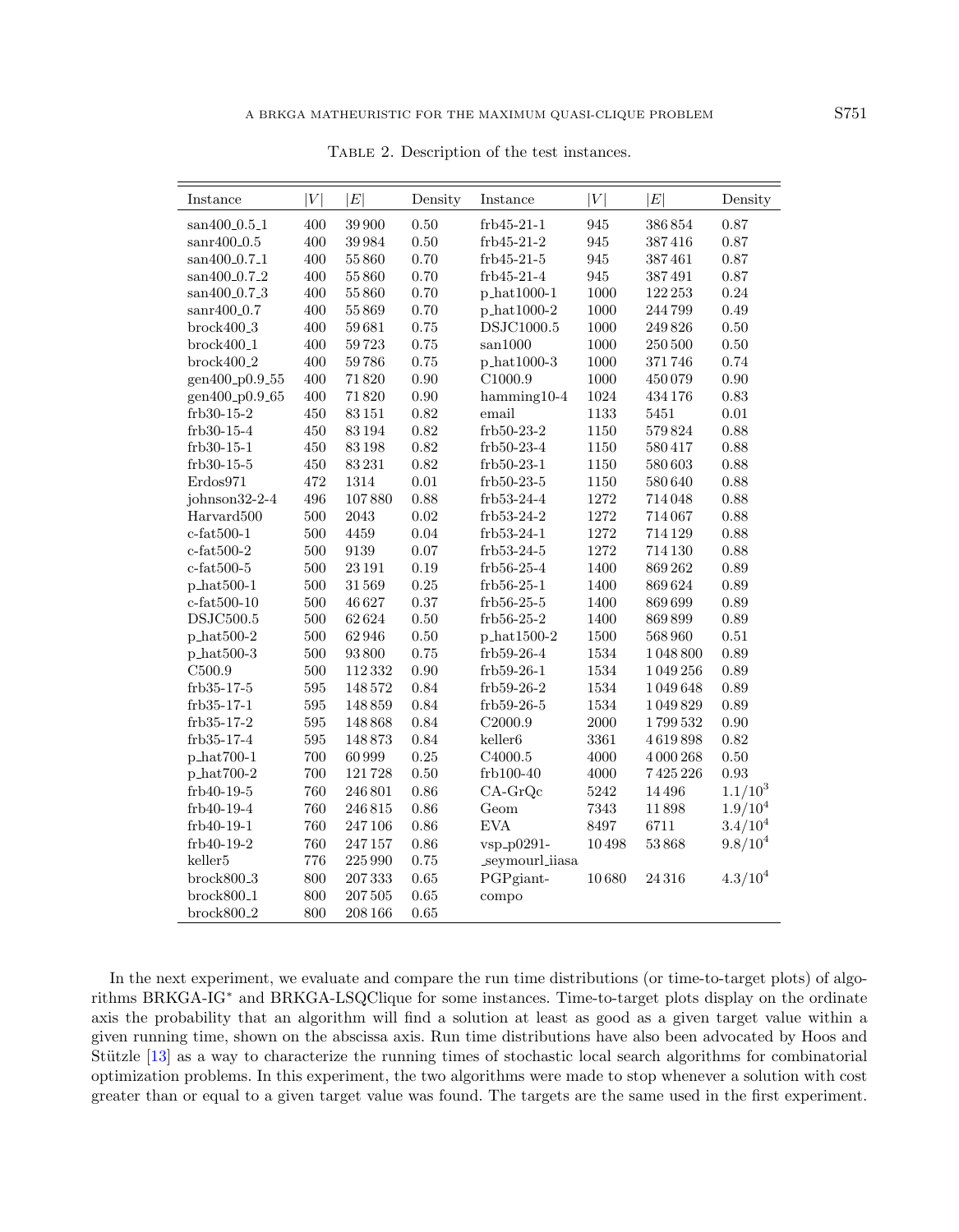Table 2. Description of the test instances.

| Instance | $\|V\|$ | $\|E\|$ | Density | Instance | $\|V\|$ | $\|E\|$ | Density |
|---|---|---|---|---|---|---|---|
| san400_0.5_1 | 400 | 39 900 | 0.50 | frb45-21-1 | 945 | 386 854 | 0.87 |
| sanr400_0.5 | 400 | 39 984 | 0.50 | frb45-21-2 | 945 | 387 416 | 0.87 |
| san400_0.7_1 | 400 | 55 860 | 0.70 | frb45-21-5 | 945 | 387 461 | 0.87 |
| san400_0.7_2 | 400 | 55 860 | 0.70 | frb45-21-4 | 945 | 387 491 | 0.87 |
| san400_0.7_3 | 400 | 55 860 | 0.70 | p_hat1000-1 | 1000 | 122 253 | 0.24 |
| sanr400_0.7 | 400 | 55 869 | 0.70 | p_hat1000-2 | 1000 | 244 799 | 0.49 |
| brock400_3 | 400 | 59 681 | 0.75 | DSJC1000.5 | 1000 | 249 826 | 0.50 |
| brock400_1 | 400 | 59 723 | 0.75 | san1000 | 1000 | 250 500 | 0.50 |
| brock400_2 | 400 | 59 786 | 0.75 | p_hat1000-3 | 1000 | 371 746 | 0.74 |
| gen400_p0.9_55 | 400 | 71 820 | 0.90 | C1000.9 | 1000 | 450 079 | 0.90 |
| gen400_p0.9_65 | 400 | 71 820 | 0.90 | hamming10-4 | 1024 | 434 176 | 0.83 |
| frb30-15-2 | 450 | 83 151 | 0.82 | email | 1133 | 5451 | 0.01 |
| frb30-15-4 | 450 | 83 194 | 0.82 | frb50-23-2 | 1150 | 579 824 | 0.88 |
| frb30-15-1 | 450 | 83 198 | 0.82 | frb50-23-4 | 1150 | 580 417 | 0.88 |
| frb30-15-5 | 450 | 83 231 | 0.82 | frb50-23-1 | 1150 | 580 603 | 0.88 |
| Erdos971 | 472 | 1314 | 0.01 | frb50-23-5 | 1150 | 580 640 | 0.88 |
| johnson32-2-4 | 496 | 107 880 | 0.88 | frb53-24-4 | 1272 | 714 048 | 0.88 |
| Harvard500 | 500 | 2043 | 0.02 | frb53-24-2 | 1272 | 714 067 | 0.88 |
| c-fat500-1 | 500 | 4459 | 0.04 | frb53-24-1 | 1272 | 714 129 | 0.88 |
| c-fat500-2 | 500 | 9139 | 0.07 | frb53-24-5 | 1272 | 714 130 | 0.88 |
| c-fat500-5 | 500 | 23 191 | 0.19 | frb56-25-4 | 1400 | 869 262 | 0.89 |
| p_hat500-1 | 500 | 31 569 | 0.25 | frb56-25-1 | 1400 | 869 624 | 0.89 |
| c-fat500-10 | 500 | 46 627 | 0.37 | frb56-25-5 | 1400 | 869 699 | 0.89 |
| DSJC500.5 | 500 | 62 624 | 0.50 | frb56-25-2 | 1400 | 869 899 | 0.89 |
| p_hat500-2 | 500 | 62 946 | 0.50 | p_hat1500-2 | 1500 | 568 960 | 0.51 |
| p_hat500-3 | 500 | 93 800 | 0.75 | frb59-26-4 | 1534 | 1 048 800 | 0.89 |
| C500.9 | 500 | 112 332 | 0.90 | frb59-26-1 | 1534 | 1 049 256 | 0.89 |
| frb35-17-5 | 595 | 148 572 | 0.84 | frb59-26-2 | 1534 | 1 049 648 | 0.89 |
| frb35-17-1 | 595 | 148 859 | 0.84 | frb59-26-5 | 1534 | 1 049 829 | 0.89 |
| frb35-17-2 | 595 | 148 868 | 0.84 | C2000.9 | 2000 | 1 799 532 | 0.90 |
| frb35-17-4 | 595 | 148 873 | 0.84 | keller6 | 3361 | 4 619 898 | 0.82 |
| p_hat700-1 | 700 | 60 999 | 0.25 | C4000.5 | 4000 | 4 000 268 | 0.50 |
| p_hat700-2 | 700 | 121 728 | 0.50 | frb100-40 | 4000 | 7 425 226 | 0.93 |
| frb40-19-5 | 760 | 246 801 | 0.86 | CA-GrQc | 5242 | 14 496 | $1.1/10^3$ |
| frb40-19-4 | 760 | 246 815 | 0.86 | Geom | 7343 | 11 898 | $1.9/10^4$ |
| frb40-19-1 | 760 | 247 106 | 0.86 | EVA | 8497 | 6711 | $3.4/10^4$ |
| frb40-19-2 | 760 | 247 157 | 0.86 | vsp_p0291-_seymourl_iiasa | 10 498 | 53 868 | $9.8/10^4$ |
| keller5 | 776 | 225 990 | 0.75 | | | | |
| brock800_3 | 800 | 207 333 | 0.65 | PGPgiant-compo | 10 680 | 24 316 | $4.3/10^4$ |
| brock800_1 | 800 | 207 505 | 0.65 | | | | |
| brock800_2 | 800 | 208 166 | 0.65 | | | | |

In the next experiment, we evaluate and compare the run time distributions (or time-to-target plots) of algorithms BRKGA-IG* and BRKGA-LSQClique for some instances. Time-to-target plots display on the ordinate axis the probability that an algorithm will find a solution at least as good as a given target value within a given running time, shown on the abscissa axis. Run time distributions have also been advocated by Hoos and Stützle [13] as a way to characterize the running times of stochastic local search algorithms for combinatorial optimization problems. In this experiment, the two algorithms were made to stop whenever a solution with cost greater than or equal to a given target value was found. The targets are the same used in the first experiment.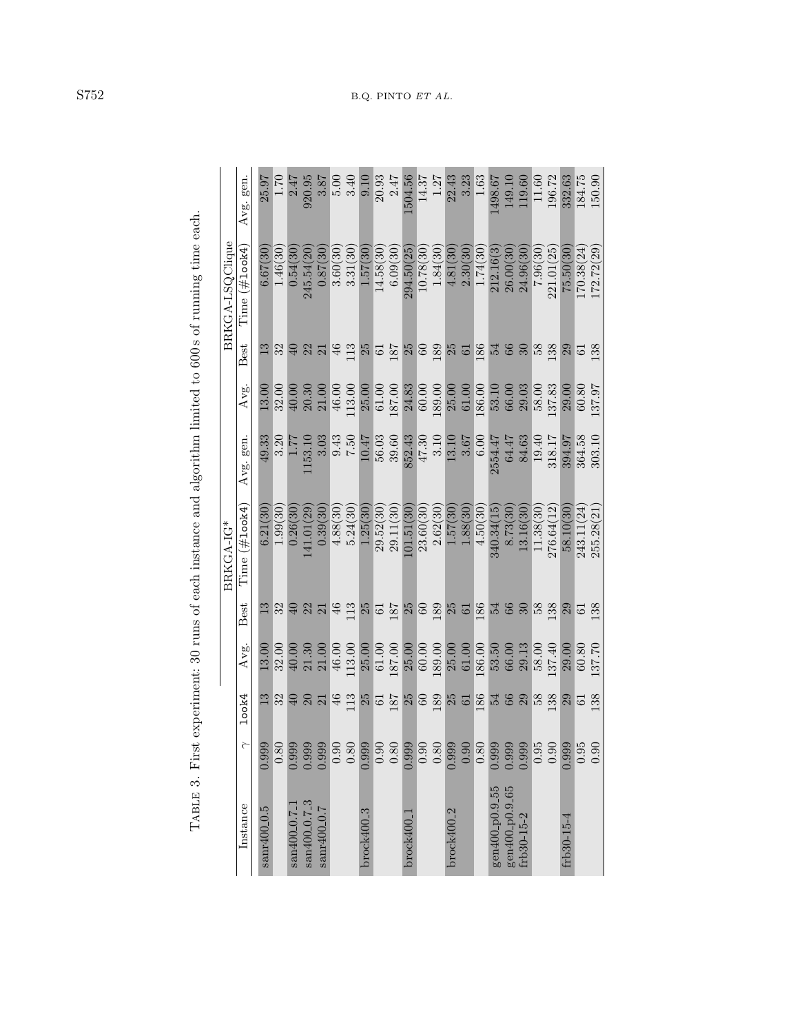TABLE 3. First experiment: 30 runs of each instance and algorithm limited to 600 s of running time each.

| Instance | $\gamma$ | look4 | BRKGA-IG* | | | | BRKGA-LSQClique | | | |
|---|---|---|---|---|---|---|---|---|---|---|
| | | | Avg. | Best | Time (#look4) | Avg. gen. | Avg. | Best | Time (#look4) | Avg. gen. |
| sanr400_0.5 | 0.999 | 13 | 13.00 | 13 | 6.21(30) | 49.33 | 13.00 | 13 | 6.67(30) | 25.97 |
| | 0.80 | 32 | 32.00 | 32 | 1.99(30) | 3.20 | 32.00 | 32 | 1.46(30) | 1.70 |
| san400_0.7_1 | 0.999 | 40 | 40.00 | 40 | 0.26(30) | 1.77 | 40.00 | 40 | 0.54(30) | 2.47 |
| san400_0.7_3 | 0.999 | 20 | 21.30 | 22 | 141.01(29) | 1153.10 | 20.30 | 22 | 245.54(20) | 920.95 |
| sanr400_0.7 | 0.999 | 21 | 21.00 | 21 | 0.39(30) | 3.03 | 21.00 | 21 | 0.87(30) | 3.87 |
| | 0.90 | 46 | 46.00 | 46 | 4.88(30) | 9.43 | 46.00 | 46 | 3.60(30) | 5.00 |
| | 0.80 | 113 | 113.00 | 113 | 5.24(30) | 7.50 | 113.00 | 113 | 3.31(30) | 3.40 |
| brock400_3 | 0.999 | 25 | 25.00 | 25 | 1.25(30) | 10.47 | 25.00 | 25 | 1.57(30) | 9.10 |
| | 0.90 | 61 | 61.00 | 61 | 29.52(30) | 56.03 | 61.00 | 61 | 14.58(30) | 20.93 |
| | 0.80 | 187 | 187.00 | 187 | 29.11(30) | 39.60 | 187.00 | 187 | 6.09(30) | 2.47 |
| brock400_1 | 0.999 | 25 | 25.00 | 25 | 101.51(30) | 852.43 | 24.83 | 25 | 294.50(25) | 1504.56 |
| | 0.90 | 60 | 60.00 | 60 | 23.60(30) | 47.30 | 60.00 | 60 | 10.78(30) | 14.37 |
| | 0.80 | 189 | 189.00 | 189 | 2.62(30) | 3.10 | 189.00 | 189 | 1.84(30) | 1.27 |
| brock400_2 | 0.999 | 25 | 25.00 | 25 | 1.57(30) | 13.10 | 25.00 | 25 | 4.81(30) | 22.43 |
| | 0.90 | 61 | 61.00 | 61 | 1.88(30) | 3.67 | 61.00 | 61 | 2.30(30) | 3.23 |
| | 0.80 | 186 | 186.00 | 186 | 4.50(30) | 6.00 | 186.00 | 186 | 1.74(30) | 1.63 |
| gen400_p0.9_55 | 0.999 | 54 | 53.50 | 54 | 340.34(15) | 2554.47 | 53.10 | 54 | 212.16(3) | 1498.67 |
| gen400_p0.9_65 | 0.999 | 66 | 66.00 | 66 | 8.73(30) | 64.47 | 66.00 | 66 | 26.00(30) | 149.10 |
| frb30-15-2 | 0.999 | 29 | 29.13 | 30 | 13.16(30) | 84.63 | 29.03 | 30 | 24.96(30) | 119.60 |
| | 0.95 | 58 | 58.00 | 58 | 11.38(30) | 19.40 | 58.00 | 58 | 7.96(30) | 11.60 |
| | 0.90 | 138 | 137.40 | 138 | 276.64(12) | 318.17 | 137.83 | 138 | 221.01(25) | 196.72 |
| frb30-15-4 | 0.999 | 29 | 29.00 | 29 | 58.10(30) | 394.97 | 29.00 | 29 | 75.50(30) | 332.63 |
| | 0.95 | 61 | 60.80 | 61 | 243.11(24) | 364.58 | 60.80 | 61 | 170.38(24) | 184.75 |
| | 0.90 | 138 | 137.70 | 138 | 255.28(21) | 303.10 | 137.97 | 138 | 172.72(29) | 150.90 |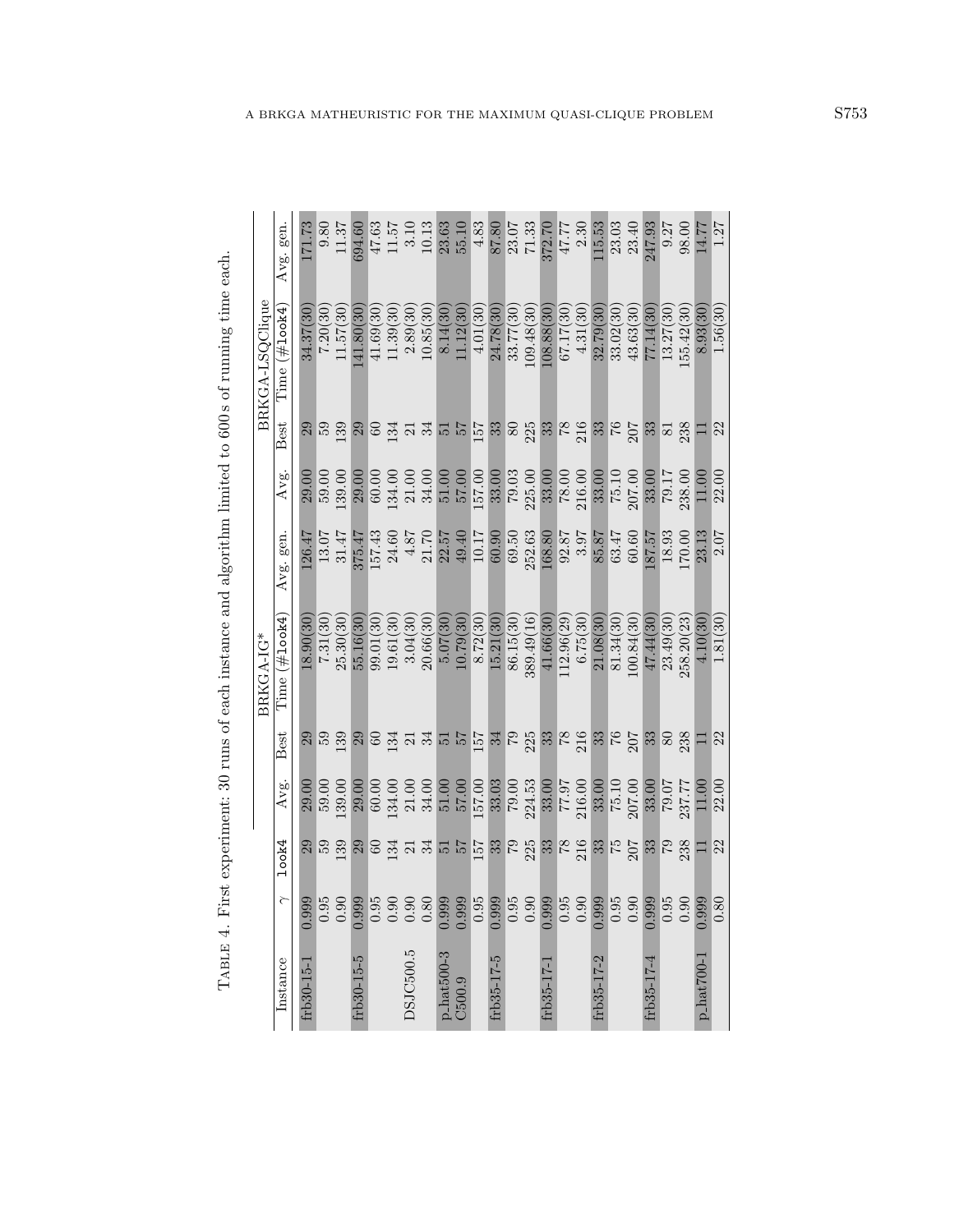TABLE 4. First experiment: 30 runs of each instance and algorithm limited to 600 s of running time each.

| Instance | $\gamma$ | look4 | BRKGA-IG* | | | | BRKGA-LSQClique | | | |
|---|---|---|---|---|---|---|---|---|---|---|
| | | | Avg. | Best | Time (#look4) | Avg. gen. | Avg. | Best | Time (#look4) | Avg. gen. |
| frb30-15-1 | 0.999 | 29 | 29.00 | 29 | 18.90(30) | 126.47 | 29.00 | 29 | 34.37(30) | 171.73 |
| | 0.95 | 59 | 59.00 | 59 | 7.31(30) | 13.07 | 59.00 | 59 | 7.20(30) | 9.80 |
| | 0.90 | 139 | 139.00 | 139 | 25.30(30) | 31.47 | 139.00 | 139 | 11.57(30) | 11.37 |
| frb30-15-5 | 0.999 | 29 | 29.00 | 29 | 55.16(30) | 375.47 | 29.00 | 29 | 141.80(30) | 694.60 |
| | 0.95 | 60 | 60.00 | 60 | 99.01(30) | 157.43 | 60.00 | 60 | 41.69(30) | 47.63 |
| | 0.90 | 134 | 134.00 | 134 | 19.61(30) | 24.60 | 134.00 | 134 | 11.39(30) | 11.57 |
| DSJC500.5 | 0.90 | 21 | 21.00 | 21 | 3.04(30) | 4.87 | 21.00 | 21 | 2.89(30) | 3.10 |
| | 0.80 | 34 | 34.00 | 34 | 20.66(30) | 21.70 | 34.00 | 34 | 10.85(30) | 10.13 |
| p_hat500-3 | 0.999 | 51 | 51.00 | 51 | 5.07(30) | 22.57 | 51.00 | 51 | 8.14(30) | 23.63 |
| C500.9 | 0.999 | 57 | 57.00 | 57 | 10.79(30) | 49.40 | 57.00 | 57 | 11.12(30) | 55.10 |
| | 0.95 | 157 | 157.00 | 157 | 8.72(30) | 10.17 | 157.00 | 157 | 4.01(30) | 4.83 |
| frb35-17-5 | 0.999 | 33 | 33.03 | 34 | 15.21(30) | 60.90 | 33.00 | 33 | 24.78(30) | 87.80 |
| | 0.95 | 79 | 79.00 | 79 | 86.15(30) | 69.50 | 79.03 | 80 | 33.77(30) | 23.07 |
| | 0.90 | 225 | 224.53 | 225 | 389.49(16) | 252.63 | 225.00 | 225 | 109.48(30) | 71.33 |
| frb35-17-1 | 0.999 | 33 | 33.00 | 33 | 41.66(30) | 168.80 | 33.00 | 33 | 108.88(30) | 372.70 |
| | 0.95 | 78 | 77.97 | 78 | 112.96(29) | 92.87 | 78.00 | 78 | 67.17(30) | 47.77 |
| | 0.90 | 216 | 216.00 | 216 | 6.75(30) | 3.97 | 216.00 | 216 | 4.31(30) | 2.30 |
| frb35-17-2 | 0.999 | 33 | 33.00 | 33 | 21.08(30) | 85.87 | 33.00 | 33 | 32.79(30) | 115.53 |
| | 0.95 | 75 | 75.10 | 76 | 81.34(30) | 63.47 | 75.10 | 76 | 33.02(30) | 23.03 |
| | 0.90 | 207 | 207.00 | 207 | 100.84(30) | 60.60 | 207.00 | 207 | 43.63(30) | 23.40 |
| frb35-17-4 | 0.999 | 33 | 33.00 | 33 | 47.44(30) | 187.57 | 33.00 | 33 | 77.14(30) | 247.93 |
| | 0.95 | 79 | 79.07 | 80 | 23.49(30) | 18.93 | 79.17 | 81 | 13.27(30) | 9.27 |
| | 0.90 | 238 | 237.77 | 238 | 258.20(23) | 170.00 | 238.00 | 238 | 155.42(30) | 98.00 |
| p_hat700-1 | 0.999 | 11 | 11.00 | 11 | 4.10(30) | 23.13 | 11.00 | 11 | 8.93(30) | 14.77 |
| | 0.80 | 22 | 22.00 | 22 | 1.81(30) | 2.07 | 22.00 | 22 | 1.56(30) | 1.27 |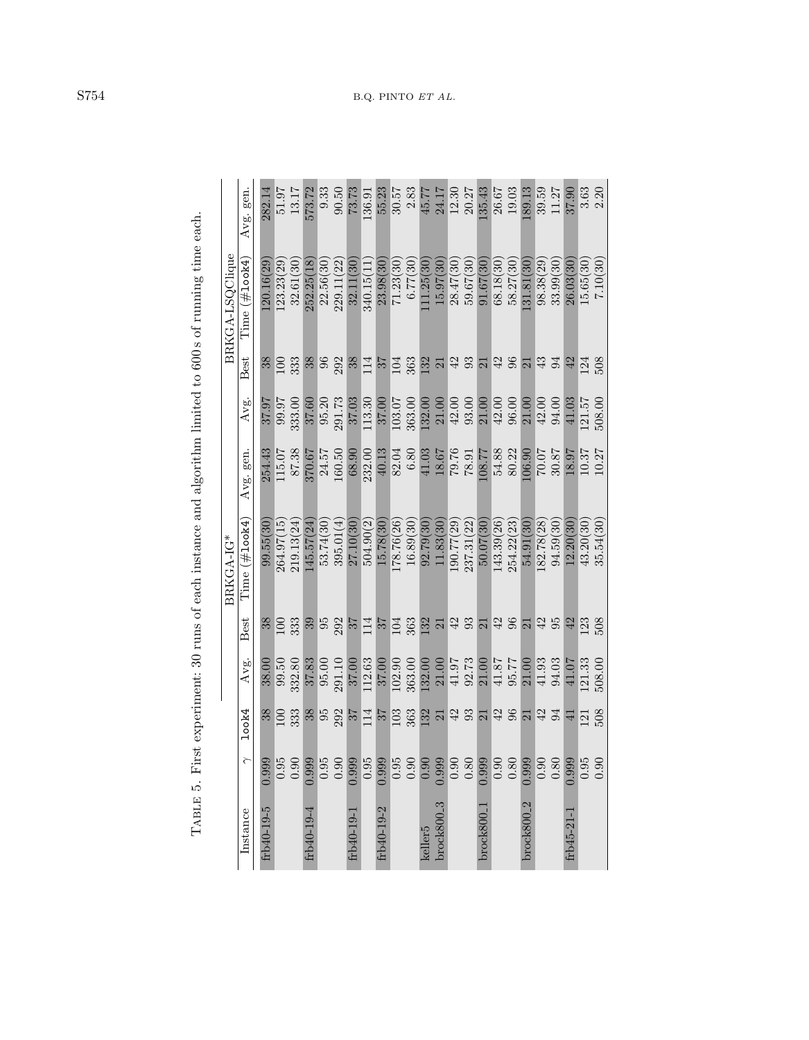TABLE 5. First experiment: 30 runs of each instance and algorithm limited to 600 s of running time each.

| Instance | $\gamma$ | look4 | | BRKGA-IG* | | | | BRKGA-LSQClique | | |
|---|---|---|---|---|---|---|---|---|---|---|
| | | | Avg. | Best | Time (#look4) | Avg. gen. | Avg. | Best | Time (#look4) | Avg. gen. |
| frb40-19-5 | 0.999 | 38 | 38.00 | 38 | 99.55(30) | 254.43 | 37.97 | 38 | 120.16(29) | 282.14 |
| | 0.95 | 100 | 99.50 | 100 | 264.97(15) | 115.07 | 99.97 | 100 | 123.23(29) | 51.97 |
| | 0.90 | 333 | 332.80 | 333 | 219.13(24) | 87.38 | 333.00 | 333 | 32.61(30) | 13.17 |
| frb40-19-4 | 0.999 | 38 | 37.83 | 39 | 145.57(24) | 370.67 | 37.60 | 38 | 252.25(18) | 573.72 |
| | 0.95 | 95 | 95.00 | 95 | 53.74(30) | 24.57 | 95.20 | 96 | 22.56(30) | 9.33 |
| | 0.90 | 292 | 291.10 | 292 | 395.01(4) | 160.50 | 291.73 | 292 | 229.11(22) | 90.50 |
| frb40-19-1 | 0.999 | 37 | 37.00 | 37 | 27.10(30) | 68.90 | 37.03 | 38 | 32.11(30) | 73.73 |
| | 0.95 | 114 | 112.63 | 114 | 504.90(2) | 232.00 | 113.30 | 114 | 340.15(11) | 136.91 |
| frb40-19-2 | 0.999 | 37 | 37.00 | 37 | 15.78(30) | 40.13 | 37.00 | 37 | 23.98(30) | 55.23 |
| | 0.95 | 103 | 102.90 | 104 | 178.76(26) | 82.04 | 103.07 | 104 | 71.23(30) | 30.57 |
| | 0.90 | 363 | 363.00 | 363 | 16.89(30) | 6.80 | 363.00 | 363 | 6.77(30) | 2.83 |
| keller5 | 0.90 | 132 | 132.00 | 132 | 92.79(30) | 41.03 | 132.00 | 132 | 111.25(30) | 45.77 |
| brock800_3 | 0.999 | 21 | 21.00 | 21 | 11.83(30) | 18.67 | 21.00 | 21 | 15.97(30) | 24.17 |
| | 0.90 | 42 | 41.97 | 42 | 190.77(29) | 79.76 | 42.00 | 42 | 28.47(30) | 12.30 |
| | 0.80 | 93 | 92.73 | 93 | 237.31(22) | 78.91 | 93.00 | 93 | 59.67(30) | 20.27 |
| brock800_1 | 0.999 | 21 | 21.00 | 21 | 50.07(30) | 108.77 | 21.00 | 21 | 91.67(30) | 135.43 |
| | 0.90 | 42 | 41.87 | 42 | 143.39(26) | 54.88 | 42.00 | 42 | 68.18(30) | 26.67 |
| | 0.80 | 96 | 95.77 | 96 | 254.22(23) | 80.22 | 96.00 | 96 | 58.27(30) | 19.03 |
| brock800_2 | 0.999 | 21 | 21.00 | 21 | 54.91(30) | 106.90 | 21.00 | 21 | 131.81(30) | 189.13 |
| | 0.90 | 42 | 41.93 | 42 | 182.78(28) | 70.07 | 42.00 | 43 | 98.38(29) | 39.59 |
| | 0.80 | 94 | 94.03 | 95 | 94.59(30) | 30.87 | 94.00 | 94 | 33.99(30) | 11.27 |
| frb45-21-1 | 0.999 | 41 | 41.07 | 42 | 12.20(30) | 18.97 | 41.03 | 42 | 26.03(30) | 37.90 |
| | 0.95 | 121 | 121.33 | 123 | 43.20(30) | 10.37 | 121.57 | 124 | 15.65(30) | 3.63 |
| | 0.90 | 508 | 508.00 | 508 | 35.54(30) | 10.27 | 508.00 | 508 | 7.10(30) | 2.20 |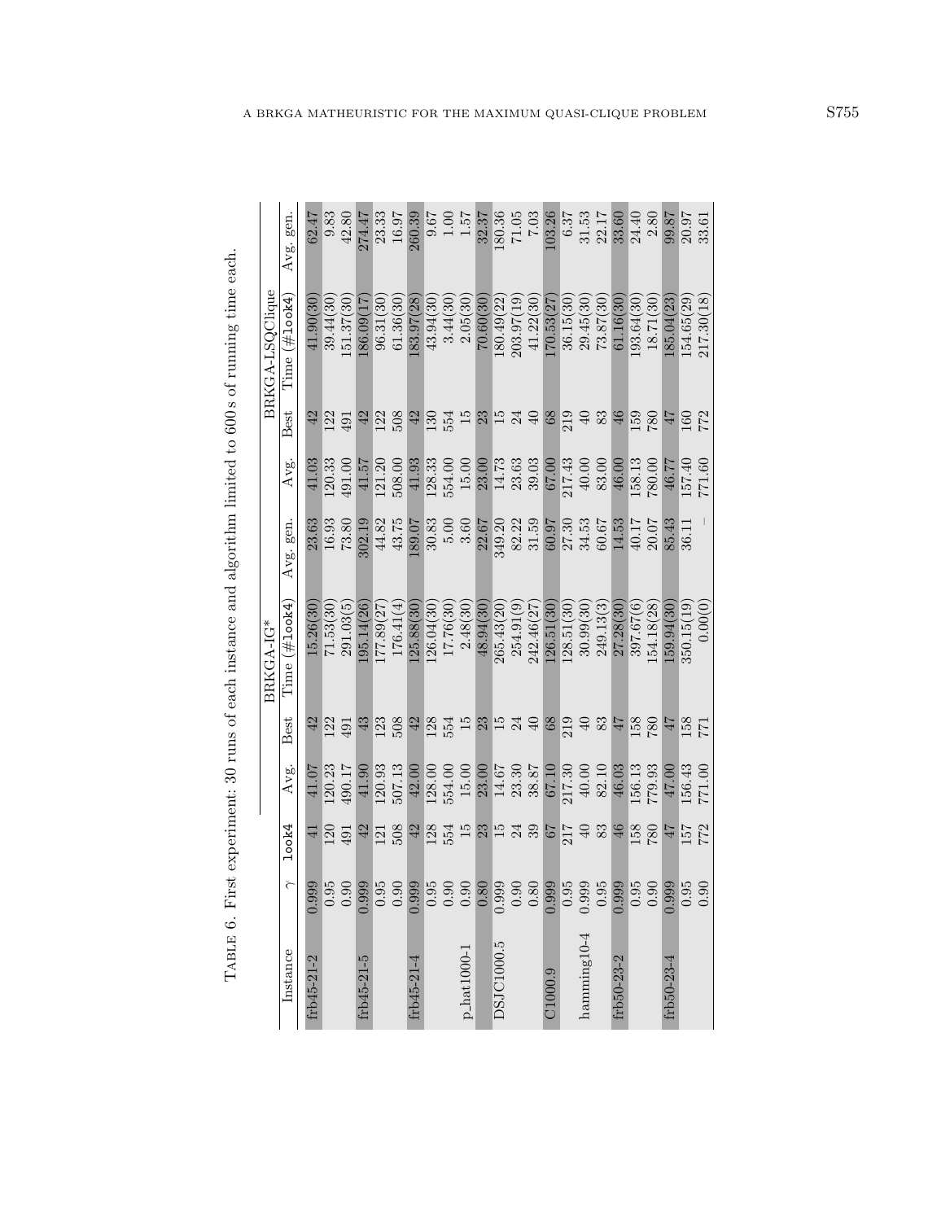TABLE 6. First experiment: 30 runs of each instance and algorithm limited to 600 s of running time each.

| Instance | $\gamma$ | look4 | BRKGA-IG* | | | | BRKGA-LSQClique | | | |
|---|---|---|---|---|---|---|---|---|---|---|
| | | | Avg. | Best | Time (#look4) | Avg. gen. | Avg. | Best | Time (#look4) | Avg. gen. |
| frb45-21-2 | 0.999 | 41 | 41.07 | 42 | 15.26(30) | 23.63 | 41.03 | 42 | 41.90(30) | 62.47 |
| | 0.95 | 120 | 120.23 | 122 | 71.53(30) | 16.93 | 120.33 | 122 | 39.44(30) | 9.83 |
| | 0.90 | 491 | 490.17 | 491 | 291.03(5) | 73.80 | 491.00 | 491 | 151.37(30) | 42.80 |
| frb45-21-5 | 0.999 | 42 | 41.90 | 43 | 195.14(26) | 302.19 | 41.57 | 42 | 186.09(17) | 274.47 |
| | 0.95 | 121 | 120.93 | 123 | 177.89(27) | 44.82 | 121.20 | 122 | 96.31(30) | 23.33 |
| | 0.90 | 508 | 507.13 | 508 | 176.41(4) | 43.75 | 508.00 | 508 | 61.36(30) | 16.97 |
| frb45-21-4 | 0.999 | 42 | 42.00 | 42 | 125.88(30) | 189.07 | 41.93 | 42 | 183.97(28) | 260.39 |
| | 0.95 | 128 | 128.00 | 128 | 126.04(30) | 30.83 | 128.33 | 130 | 43.94(30) | 9.67 |
| | 0.90 | 554 | 554.00 | 554 | 17.76(30) | 5.00 | 554.00 | 554 | 3.44(30) | 1.00 |
| p_hat1000-1 | 0.90 | 15 | 15.00 | 15 | 2.48(30) | 3.60 | 15.00 | 15 | 2.05(30) | 1.57 |
| | 0.80 | 23 | 23.00 | 23 | 48.94(30) | 22.67 | 23.00 | 23 | 70.60(30) | 32.37 |
| DSJC1000.5 | 0.999 | 15 | 14.67 | 15 | 265.43(20) | 349.20 | 14.73 | 15 | 180.49(22) | 180.36 |
| | 0.90 | 24 | 23.30 | 24 | 254.91(9) | 82.22 | 23.63 | 24 | 203.97(19) | 71.05 |
| | 0.80 | 39 | 38.87 | 40 | 242.46(27) | 31.59 | 39.03 | 40 | 41.22(30) | 7.03 |
| C1000.9 | 0.999 | 67 | 67.10 | 68 | 126.51(30) | 60.97 | 67.00 | 68 | 170.53(27) | 103.26 |
| | 0.95 | 217 | 217.30 | 219 | 128.51(30) | 27.30 | 217.43 | 219 | 36.15(30) | 6.37 |
| hamming10-4 | 0.999 | 40 | 40.00 | 40 | 30.99(30) | 34.53 | 40.00 | 40 | 29.45(30) | 31.53 |
| | 0.95 | 83 | 82.10 | 83 | 249.13(3) | 60.67 | 83.00 | 83 | 73.87(30) | 22.17 |
| frb50-23-2 | 0.999 | 46 | 46.03 | 47 | 27.28(30) | 14.53 | 46.00 | 46 | 61.16(30) | 33.60 |
| | 0.95 | 158 | 156.13 | 158 | 397.67(6) | 40.17 | 158.13 | 159 | 193.64(30) | 24.40 |
| | 0.90 | 780 | 779.93 | 780 | 154.18(28) | 20.07 | 780.00 | 780 | 18.71(30) | 2.80 |
| frb50-23-4 | 0.999 | 47 | 47.00 | 47 | 159.94(30) | 85.43 | 46.77 | 47 | 185.04(23) | 99.87 |
| | 0.95 | 157 | 156.43 | 158 | 350.15(19) | 36.11 | 157.40 | 160 | 154.65(29) | 20.97 |
| | 0.90 | 772 | 771.00 | 771 | 0.00(0) | – | 771.60 | 772 | 217.30(18) | 33.61 |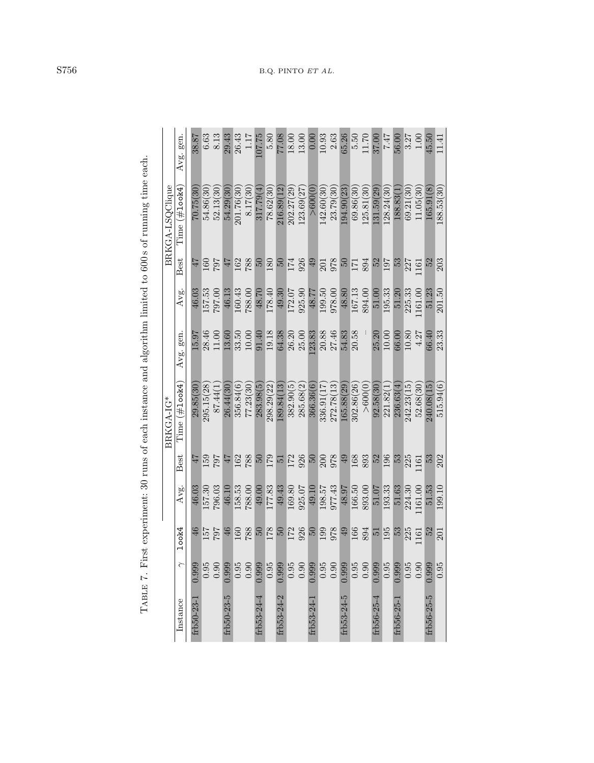TABLE 7. First experiment: 30 runs of each instance and algorithm limited to 600 s of running time each.

| Instance | $\gamma$ | look4 | BRKGA-IG* | | | | BRKGA-LSQClique | | | |
|---|---|---|---|---|---|---|---|---|---|---|
| | | | Avg. | Best | Time (#look4) | Avg. gen. | Avg. | Best | Time (#look4) | Avg. gen. |
| frb50-23-1 | 0.999 | 46 | 46.03 | 47 | 29.85(30) | 15.97 | 46.03 | 47 | 70.75(30) | 38.87 |
| | 0.95 | 157 | 157.30 | 159 | 295.15(28) | 28.46 | 157.53 | 160 | 54.86(30) | 6.63 |
| | 0.90 | 797 | 796.03 | 797 | 87.44(1) | 11.00 | 797.00 | 797 | 52.13(30) | 8.13 |
| frb50-23-5 | 0.999 | 46 | 46.10 | 47 | 26.44(30) | 13.60 | 46.13 | 47 | 54.29(30) | 29.43 |
| | 0.95 | 160 | 158.53 | 162 | 356.84(6) | 33.50 | 160.43 | 162 | 201.76(30) | 26.43 |
| | 0.90 | 788 | 788.00 | 788 | 77.23(30) | 10.00 | 788.00 | 788 | 8.17(30) | 1.17 |
| frb53-24-4 | 0.999 | 50 | 49.00 | 50 | 283.98(5) | 91.40 | 48.70 | 50 | 317.79(4) | 107.75 |
| | 0.95 | 178 | 177.83 | 179 | 298.29(22) | 19.18 | 178.40 | 180 | 78.62(30) | 5.80 |
| frb53-24-2 | 0.999 | 50 | 49.43 | 51 | 189.84(13) | 64.38 | 49.30 | 50 | 216.89(12) | 77.08 |
| | 0.95 | 172 | 169.80 | 172 | 382.90(5) | 26.20 | 172.07 | 174 | 202.27(29) | 18.00 |
| | 0.90 | 926 | 925.07 | 926 | 285.68(2) | 25.00 | 925.90 | 926 | 123.69(27) | 13.00 |
| frb53-24-1 | 0.999 | 50 | 49.10 | 50 | 366.36(6) | 123.83 | 48.77 | 49 | >600(0) | 0.00 |
| | 0.95 | 199 | 198.57 | 200 | 336.91(17) | 20.88 | 199.50 | 201 | 142.60(30) | 10.93 |
| | 0.90 | 978 | 977.43 | 978 | 272.78(13) | 27.46 | 978.00 | 978 | 23.79(30) | 2.63 |
| frb53-24-5 | 0.999 | 49 | 48.97 | 49 | 165.88(29) | 54.83 | 48.80 | 50 | 194.90(23) | 65.26 |
| | 0.95 | 166 | 166.50 | 168 | 302.86(26) | 20.58 | 167.13 | 171 | 69.86(30) | 5.50 |
| | 0.90 | 894 | 893.00 | 893 | >600(0) | – | 894.00 | 894 | 125.81(30) | 11.70 |
| frb56-25-4 | 0.999 | 51 | 51.07 | 52 | 92.58(30) | 25.20 | 51.00 | 52 | 131.59(29) | 37.00 |
| | 0.95 | 195 | 193.33 | 196 | 221.82(1) | 10.00 | 195.33 | 197 | 128.24(30) | 7.47 |
| frb56-25-1 | 0.999 | 53 | 51.63 | 53 | 236.63(4) | 66.00 | 51.20 | 53 | 188.83(1) | 56.00 |
| | 0.95 | 225 | 224.30 | 225 | 242.23(15) | 10.80 | 225.33 | 227 | 69.21(30) | 3.27 |
| | 0.90 | 1161 | 1161.00 | 1161 | 52.68(30) | 4.27 | 1161.00 | 1161 | 11.05(30) | 1.00 |
| frb56-25-5 | 0.999 | 52 | 51.53 | 53 | 240.08(15) | 66.40 | 51.23 | 52 | 165.91(8) | 45.50 |
| | 0.95 | 201 | 199.10 | 202 | 515.94(6) | 23.33 | 201.50 | 203 | 188.53(30) | 11.41 |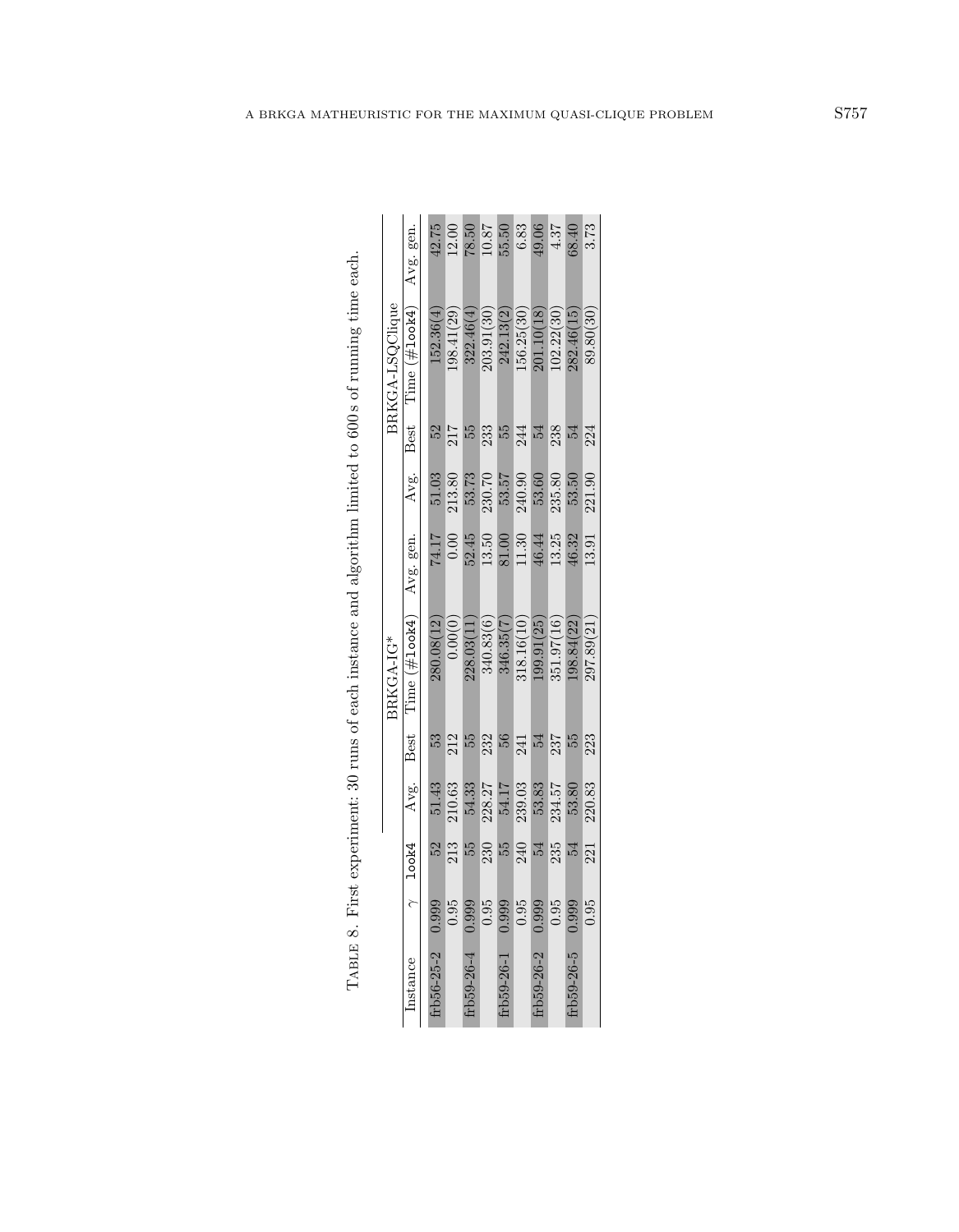TABLE 8. First experiment: 30 runs of each instance and algorithm limited to 600 s of running time each.

| Instance | $\gamma$ | look4 | BRKGA-IG* | | | | BRKGA-LSQClique | | | |
|---|---|---|---|---|---|---|---|---|---|---|
| | | | Avg. | Best | Time (#look4) | Avg. gen. | Avg. | Best | Time (#look4) | Avg. gen. |
| frb56-25-2 | 0.999 | 52 | 51.43 | 53 | 280.08(12) | 74.17 | 51.03 | 52 | 152.36(4) | 42.75 |
| | 0.95 | 213 | 210.63 | 212 | 0.00(0) | 0.00 | 213.80 | 217 | 198.41(29) | 12.00 |
| frb59-26-4 | 0.999 | 55 | 54.33 | 55 | 228.03(11) | 52.45 | 53.73 | 55 | 322.46(4) | 78.50 |
| | 0.95 | 230 | 228.27 | 232 | 340.83(6) | 13.50 | 230.70 | 233 | 203.91(30) | 10.87 |
| frb59-26-1 | 0.999 | 55 | 54.17 | 56 | 346.35(7) | 81.00 | 53.57 | 55 | 242.13(2) | 55.50 |
| | 0.95 | 240 | 239.03 | 241 | 318.16(10) | 11.30 | 240.90 | 244 | 156.25(30) | 6.83 |
| frb59-26-2 | 0.999 | 54 | 53.83 | 54 | 199.91(25) | 46.44 | 53.60 | 54 | 201.10(18) | 49.06 |
| | 0.95 | 235 | 234.57 | 237 | 351.97(16) | 13.25 | 235.80 | 238 | 102.22(30) | 4.37 |
| frb59-26-5 | 0.999 | 54 | 53.80 | 55 | 198.84(22) | 46.32 | 53.50 | 54 | 282.46(15) | 68.40 |
| | 0.95 | 221 | 220.83 | 223 | 297.89(21) | 13.91 | 221.90 | 224 | 89.80(30) | 3.73 |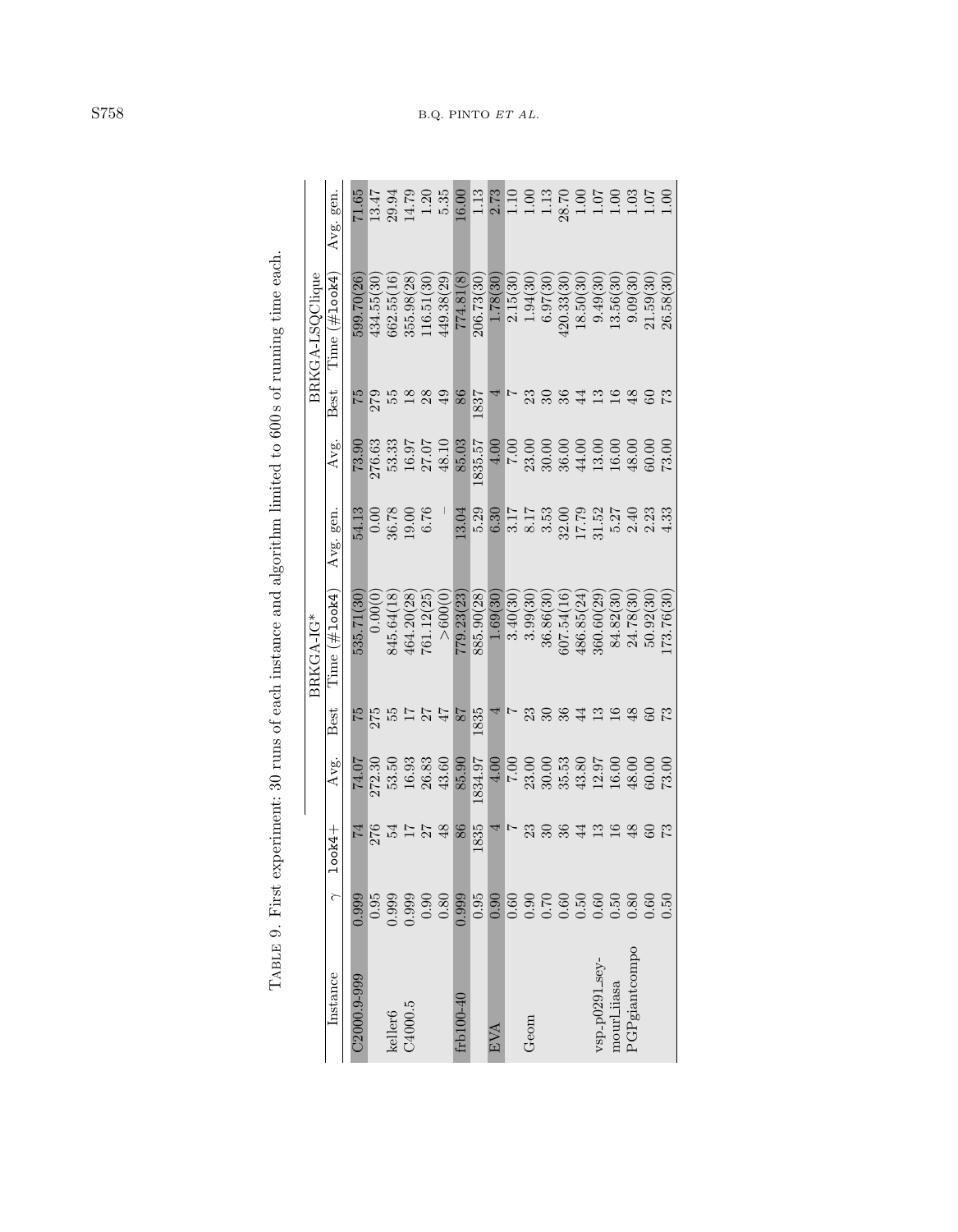TABLE 9. First experiment: 30 runs of each instance and algorithm limited to 600 s of running time each.

| Instance | $\gamma$ | look4+ | | BRKGA-IG* | | | | BRKGA-LSQClique | | | |
|---|---|---|---|---|---|---|---|---|---|---|---|
| | | | Avg. | Best | Time (#look4) | Avg. gen. | Avg. | Best | Time (#look4) | Avg. gen. | |
| C2000.9-999 | 0.999 | 74 | 74.07 | 75 | 535.71(30) | 54.13 | 73.90 | 75 | 599.70(26) | 71.65 | |
| | 0.95 | 276 | 272.30 | 275 | 0.00(0) | 0.00 | 276.63 | 279 | 434.55(30) | 13.47 | |
| keller6 | 0.999 | 54 | 53.50 | 55 | 845.64(18) | 36.78 | 53.33 | 55 | 662.55(16) | 29.94 | |
| C4000.5 | 0.999 | 17 | 16.93 | 17 | 464.20(28) | 19.00 | 16.97 | 18 | 355.98(28) | 14.79 | |
| | 0.90 | 27 | 26.83 | 27 | 761.12(25) | 6.76 | 27.07 | 28 | 116.51(30) | 1.20 | |
| | 0.80 | 48 | 43.60 | 47 | >600(0) | – | 48.10 | 49 | 449.38(29) | 5.35 | |
| frb100-40 | 0.999 | 86 | 85.90 | 87 | 779.23(23) | 13.04 | 85.03 | 86 | 774.81(8) | 16.00 | |
| | 0.95 | 1835 | 1834.97 | 1835 | 885.90(28) | 5.29 | 1835.57 | 1837 | 206.73(30) | 1.13 | |
| EVA | 0.90 | 4 | 4.00 | 4 | 1.69(30) | 6.30 | 4.00 | 4 | 1.78(30) | 2.73 | |
| | 0.60 | 7 | 7.00 | 7 | 3.40(30) | 3.17 | 7.00 | 7 | 2.15(30) | 1.10 | |
| Geom | 0.90 | 23 | 23.00 | 23 | 3.99(30) | 8.17 | 23.00 | 23 | 1.94(30) | 1.00 | |
| | 0.70 | 30 | 30.00 | 30 | 36.86(30) | 3.53 | 30.00 | 30 | 6.97(30) | 1.13 | |
| | 0.60 | 36 | 35.53 | 36 | 607.54(16) | 32.00 | 36.00 | 36 | 420.33(30) | 28.70 | |
| | 0.50 | 44 | 43.80 | 44 | 486.85(24) | 17.79 | 44.00 | 44 | 18.50(30) | 1.00 | |
| vsp_p0291_sey- | 0.60 | 13 | 12.97 | 13 | 360.60(29) | 31.52 | 13.00 | 13 | 9.49(30) | 1.07 | |
| mourLiiasa | 0.50 | 16 | 16.00 | 16 | 84.82(30) | 5.27 | 16.00 | 16 | 13.56(30) | 1.00 | |
| PGPgiantcompo | 0.80 | 48 | 48.00 | 48 | 24.78(30) | 2.40 | 48.00 | 48 | 9.09(30) | 1.03 | |
| | 0.60 | 60 | 60.00 | 60 | 50.92(30) | 2.23 | 60.00 | 60 | 21.59(30) | 1.07 | |
| | 0.50 | 73 | 73.00 | 73 | 173.76(30) | 4.33 | 73.00 | 73 | 26.58(30) | 1.00 | |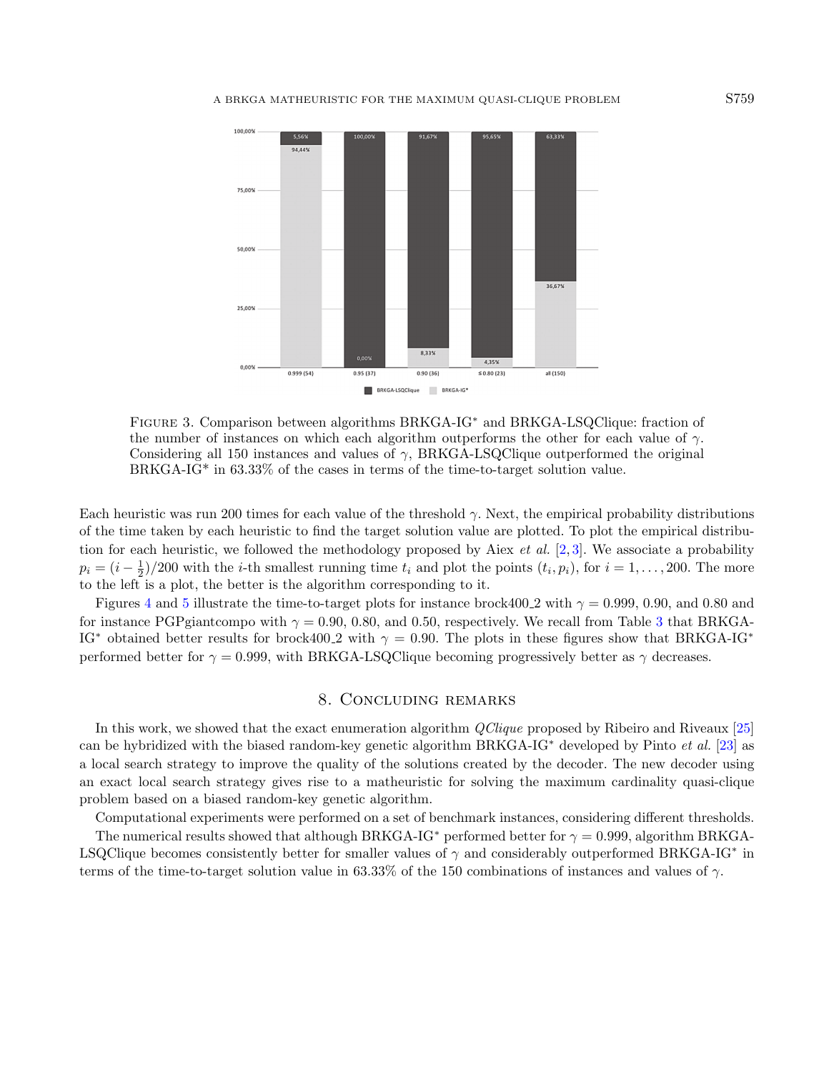Figure 3. Comparison between algorithms BRKGA-IG* and BRKGA-LSQClique: fraction of the number of instances on which each algorithm outperforms the other for each value of $\gamma$. Considering all 150 instances and values of $\gamma$, BRKGA-LSQClique outperformed the original BRKGA-IG* in 63.33% of the cases in terms of the time-to-target solution value.

Each heuristic was run 200 times for each value of the threshold $\gamma$. Next, the empirical probability distributions of the time taken by each heuristic to find the target solution value are plotted. To plot the empirical distribution for each heuristic, we followed the methodology proposed by Aiex *et al.* [2,3]. We associate a probability $p_i = (i - \frac{1}{2})/200$ with the $i$-th smallest running time $t_i$ and plot the points $(t_i, p_i)$, for $i = 1, \ldots, 200$. The more to the left is a plot, the better is the algorithm corresponding to it.

Figures 4 and 5 illustrate the time-to-target plots for instance brock400_2 with $\gamma = 0.999$, 0.90, and 0.80 and for instance PGPgiantcompo with $\gamma = 0.90$, 0.80, and 0.50, respectively. We recall from Table 3 that BRKGA-IG* obtained better results for brock400_2 with $\gamma = 0.90$. The plots in these figures show that BRKGA-IG* performed better for $\gamma = 0.999$, with BRKGA-LSQClique becoming progressively better as $\gamma$ decreases.

## 8. Concluding remarks

In this work, we showed that the exact enumeration algorithm *QClique* proposed by Ribeiro and Riveaux [25] can be hybridized with the biased random-key genetic algorithm BRKGA-IG* developed by Pinto *et al.* [23] as a local search strategy to improve the quality of the solutions created by the decoder. The new decoder using an exact local search strategy gives rise to a matheuristic for solving the maximum cardinality quasi-clique problem based on a biased random-key genetic algorithm.

Computational experiments were performed on a set of benchmark instances, considering different thresholds.

The numerical results showed that although BRKGA-IG* performed better for $\gamma = 0.999$, algorithm BRKGA-LSQClique becomes consistently better for smaller values of $\gamma$ and considerably outperformed BRKGA-IG* in terms of the time-to-target solution value in 63.33% of the 150 combinations of instances and values of $\gamma$.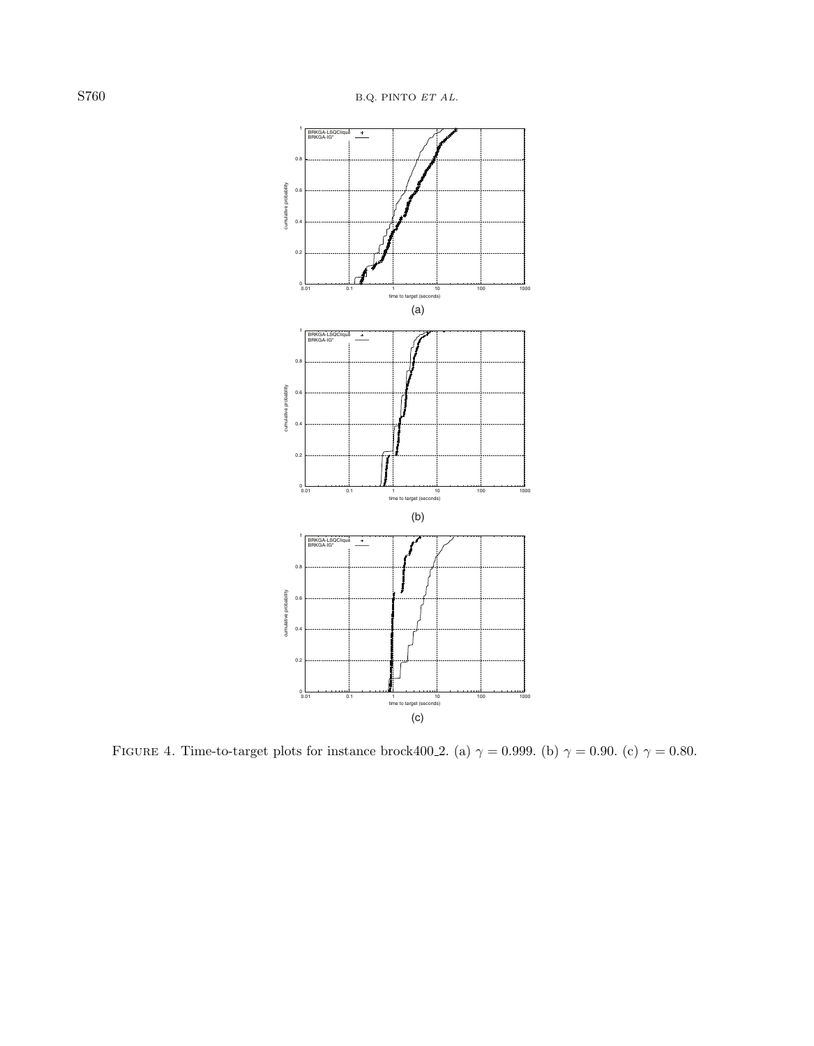FIGURE 4. Time-to-target plots for instance brock400_2. (a) $\gamma = 0.999$. (b) $\gamma = 0.90$. (c) $\gamma = 0.80$.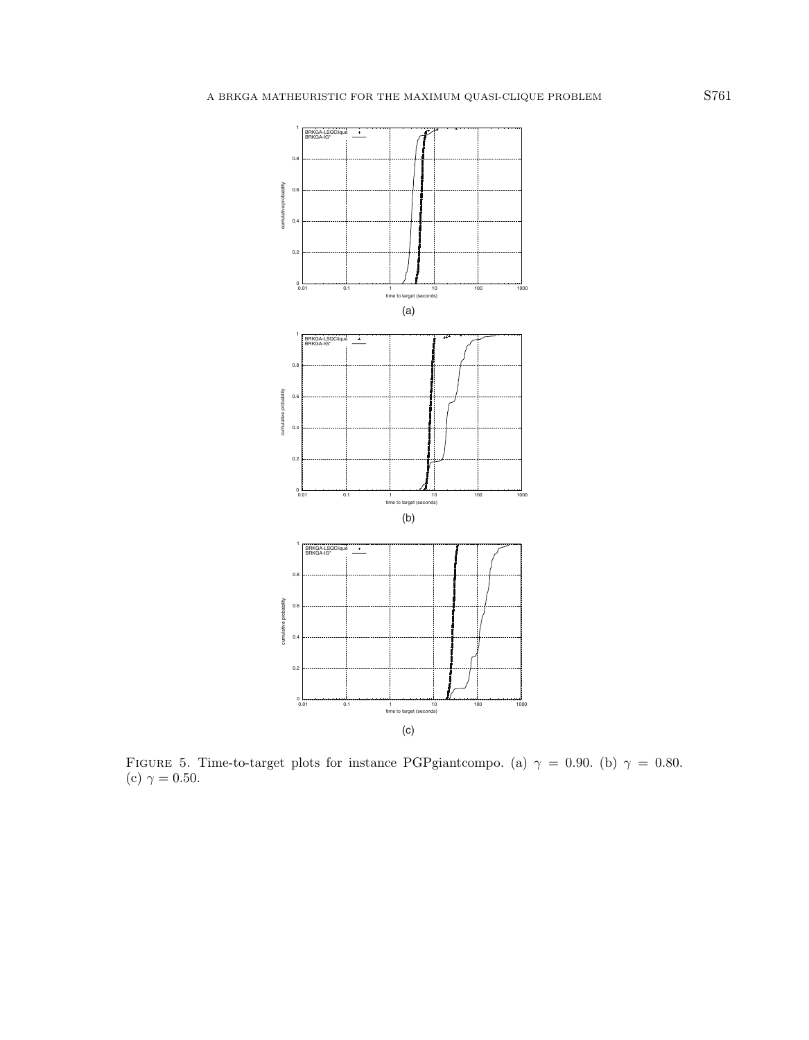FIGURE 5. Time-to-target plots for instance PGPgiantcompo. (a) $\gamma = 0.90$. (b) $\gamma = 0.80$. (c) $\gamma = 0.50$.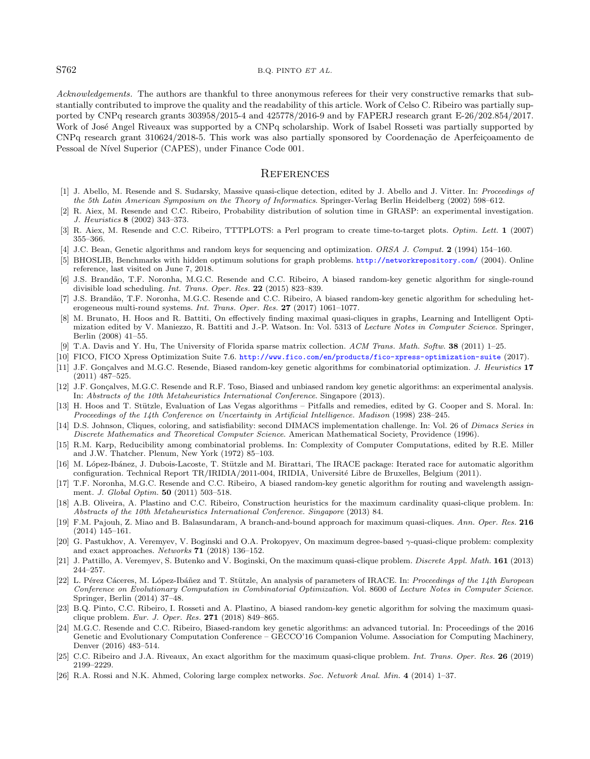*Acknowledgements.* The authors are thankful to three anonymous referees for their very constructive remarks that substantially contributed to improve the quality and the readability of this article. Work of Celso C. Ribeiro was partially supported by CNPq research grants 303958/2015-4 and 425778/2016-9 and by FAPERJ research grant E-26/202.854/2017. Work of José Angel Riveaux was supported by a CNPq scholarship. Work of Isabel Rosseti was partially supported by CNPq research grant 310624/2018-5. This work was also partially sponsored by Coordenação de Aperfeiçoamento de Pessoal de Nível Superior (CAPES), under Finance Code 001.

## References

[1] J. Abello, M. Resende and S. Sudarsky, Massive quasi-clique detection, edited by J. Abello and J. Vitter. In: *Proceedings of the 5th Latin American Symposium on the Theory of Informatics*. Springer-Verlag Berlin Heidelberg (2002) 598–612.

[2] R. Aiex, M. Resende and C.C. Ribeiro, Probability distribution of solution time in GRASP: an experimental investigation. *J. Heuristics* **8** (2002) 343–373.

[3] R. Aiex, M. Resende and C.C. Ribeiro, TTTPLOTS: a Perl program to create time-to-target plots. *Optim. Lett.* **1** (2007) 355–366.

[4] J.C. Bean, Genetic algorithms and random keys for sequencing and optimization. *ORSA J. Comput.* **2** (1994) 154–160.

[5] BHOSLIB, Benchmarks with hidden optimum solutions for graph problems. http://networkrepository.com/ (2004). Online reference, last visited on June 7, 2018.

[6] J.S. Brandão, T.F. Noronha, M.G.C. Resende and C.C. Ribeiro, A biased random-key genetic algorithm for single-round divisible load scheduling. *Int. Trans. Oper. Res.* **22** (2015) 823–839.

[7] J.S. Brandão, T.F. Noronha, M.G.C. Resende and C.C. Ribeiro, A biased random-key genetic algorithm for scheduling heterogeneous multi-round systems. *Int. Trans. Oper. Res.* **27** (2017) 1061–1077.

[8] M. Brunato, H. Hoos and R. Battiti, On effectively finding maximal quasi-cliques in graphs, Learning and Intelligent Optimization edited by V. Maniezzo, R. Battiti and J.-P. Watson. In: Vol. 5313 of *Lecture Notes in Computer Science*. Springer, Berlin (2008) 41–55.

[9] T.A. Davis and Y. Hu, The University of Florida sparse matrix collection. *ACM Trans. Math. Softw.* **38** (2011) 1–25.

[10] FICO, FICO Xpress Optimization Suite 7.6. http://www.fico.com/en/products/fico-xpress-optimization-suite (2017).

[11] J.F. Gonçalves and M.G.C. Resende, Biased random-key genetic algorithms for combinatorial optimization. *J. Heuristics* **17** (2011) 487–525.

[12] J.F. Gonçalves, M.G.C. Resende and R.F. Toso, Biased and unbiased random key genetic algorithms: an experimental analysis. In: *Abstracts of the 10th Metaheuristics International Conference*. Singapore (2013).

[13] H. Hoos and T. Stützle, Evaluation of Las Vegas algorithms – Pitfalls and remedies, edited by G. Cooper and S. Moral. In: *Proceedings of the 14th Conference on Uncertainty in Artificial Intelligence. Madison* (1998) 238–245.

[14] D.S. Johnson, Cliques, coloring, and satisfiability: second DIMACS implementation challenge. In: Vol. 26 of *Dimacs Series in Discrete Mathematics and Theoretical Computer Science*. American Mathematical Society, Providence (1996).

[15] R.M. Karp, Reducibility among combinatorial problems. In: Complexity of Computer Computations, edited by R.E. Miller and J.W. Thatcher. Plenum, New York (1972) 85–103.

[16] M. López-Ibánez, J. Dubois-Lacoste, T. Stützle and M. Birattari, The IRACE package: Iterated race for automatic algorithm configuration. Technical Report TR/IRIDIA/2011-004, IRIDIA, Université Libre de Bruxelles, Belgium (2011).

[17] T.F. Noronha, M.G.C. Resende and C.C. Ribeiro, A biased random-key genetic algorithm for routing and wavelength assignment. *J. Global Optim.* **50** (2011) 503–518.

[18] A.B. Oliveira, A. Plastino and C.C. Ribeiro, Construction heuristics for the maximum cardinality quasi-clique problem. In: *Abstracts of the 10th Metaheuristics International Conference. Singapore* (2013) 84.

[19] F.M. Pajouh, Z. Miao and B. Balasundaram, A branch-and-bound approach for maximum quasi-cliques. *Ann. Oper. Res.* **216** (2014) 145–161.

[20] G. Pastukhov, A. Veremyev, V. Boginski and O.A. Prokopyev, On maximum degree-based $\gamma$-quasi-clique problem: complexity and exact approaches. *Networks* **71** (2018) 136–152.

[21] J. Pattillo, A. Veremyev, S. Butenko and V. Boginski, On the maximum quasi-clique problem. *Discrete Appl. Math.* **161** (2013) 244–257.

[22] L. Pérez Cáceres, M. López-Ibáñez and T. Stützle, An analysis of parameters of IRACE. In: *Proceedings of the 14th European Conference on Evolutionary Computation in Combinatorial Optimization*. Vol. 8600 of *Lecture Notes in Computer Science*. Springer, Berlin (2014) 37–48.

[23] B.Q. Pinto, C.C. Ribeiro, I. Rosseti and A. Plastino, A biased random-key genetic algorithm for solving the maximum quasi-clique problem. *Eur. J. Oper. Res.* **271** (2018) 849–865.

[24] M.G.C. Resende and C.C. Ribeiro, Biased-random key genetic algorithms: an advanced tutorial. In: Proceedings of the 2016 Genetic and Evolutionary Computation Conference – GECCO'16 Companion Volume. Association for Computing Machinery, Denver (2016) 483–514.

[25] C.C. Ribeiro and J.A. Riveaux, An exact algorithm for the maximum quasi-clique problem. *Int. Trans. Oper. Res.* **26** (2019) 2199–2229.

[26] R.A. Rossi and N.K. Ahmed, Coloring large complex networks. *Soc. Network Anal. Min.* **4** (2014) 1–37.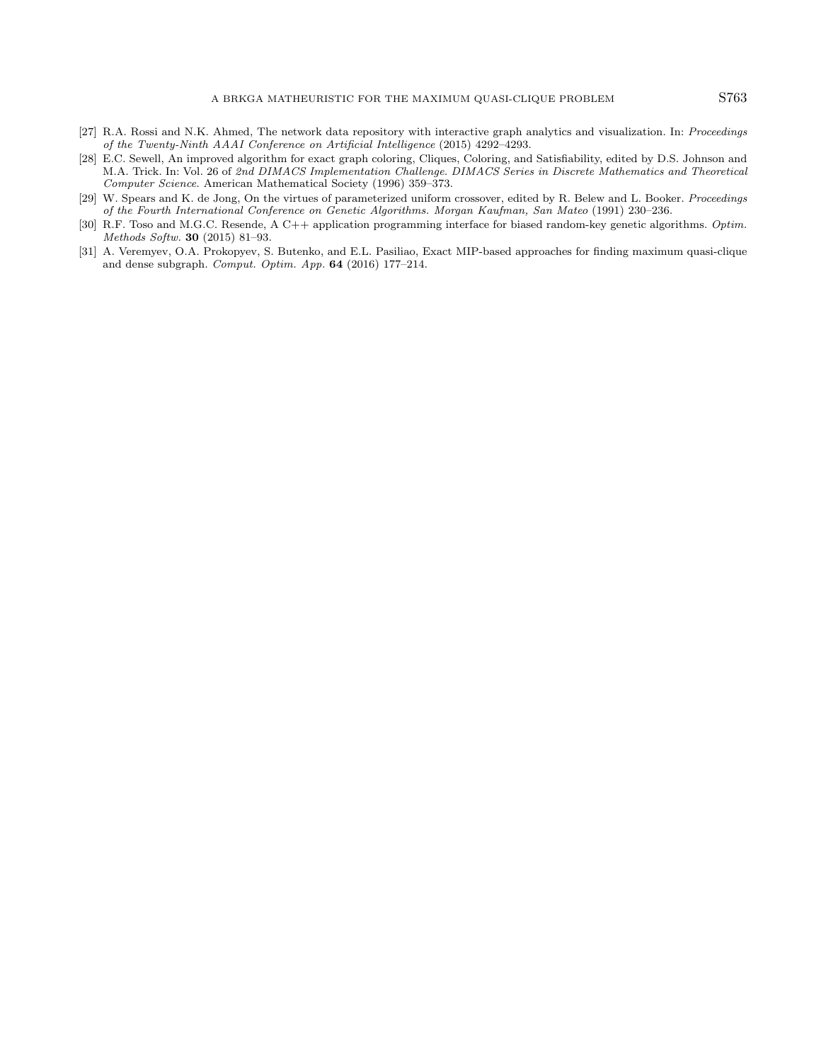[27] R.A. Rossi and N.K. Ahmed, The network data repository with interactive graph analytics and visualization. In: *Proceedings of the Twenty-Ninth AAAI Conference on Artificial Intelligence* (2015) 4292–4293.

[28] E.C. Sewell, An improved algorithm for exact graph coloring, Cliques, Coloring, and Satisfiability, edited by D.S. Johnson and M.A. Trick. In: Vol. 26 of *2nd DIMACS Implementation Challenge. DIMACS Series in Discrete Mathematics and Theoretical Computer Science*. American Mathematical Society (1996) 359–373.

[29] W. Spears and K. de Jong, On the virtues of parameterized uniform crossover, edited by R. Belew and L. Booker. *Proceedings of the Fourth International Conference on Genetic Algorithms. Morgan Kaufman, San Mateo* (1991) 230–236.

[30] R.F. Toso and M.G.C. Resende, A C++ application programming interface for biased random-key genetic algorithms. *Optim. Methods Softw.* **30** (2015) 81–93.

[31] A. Veremyev, O.A. Prokopyev, S. Butenko, and E.L. Pasiliao, Exact MIP-based approaches for finding maximum quasi-clique and dense subgraph. *Comput. Optim. App.* **64** (2016) 177–214.